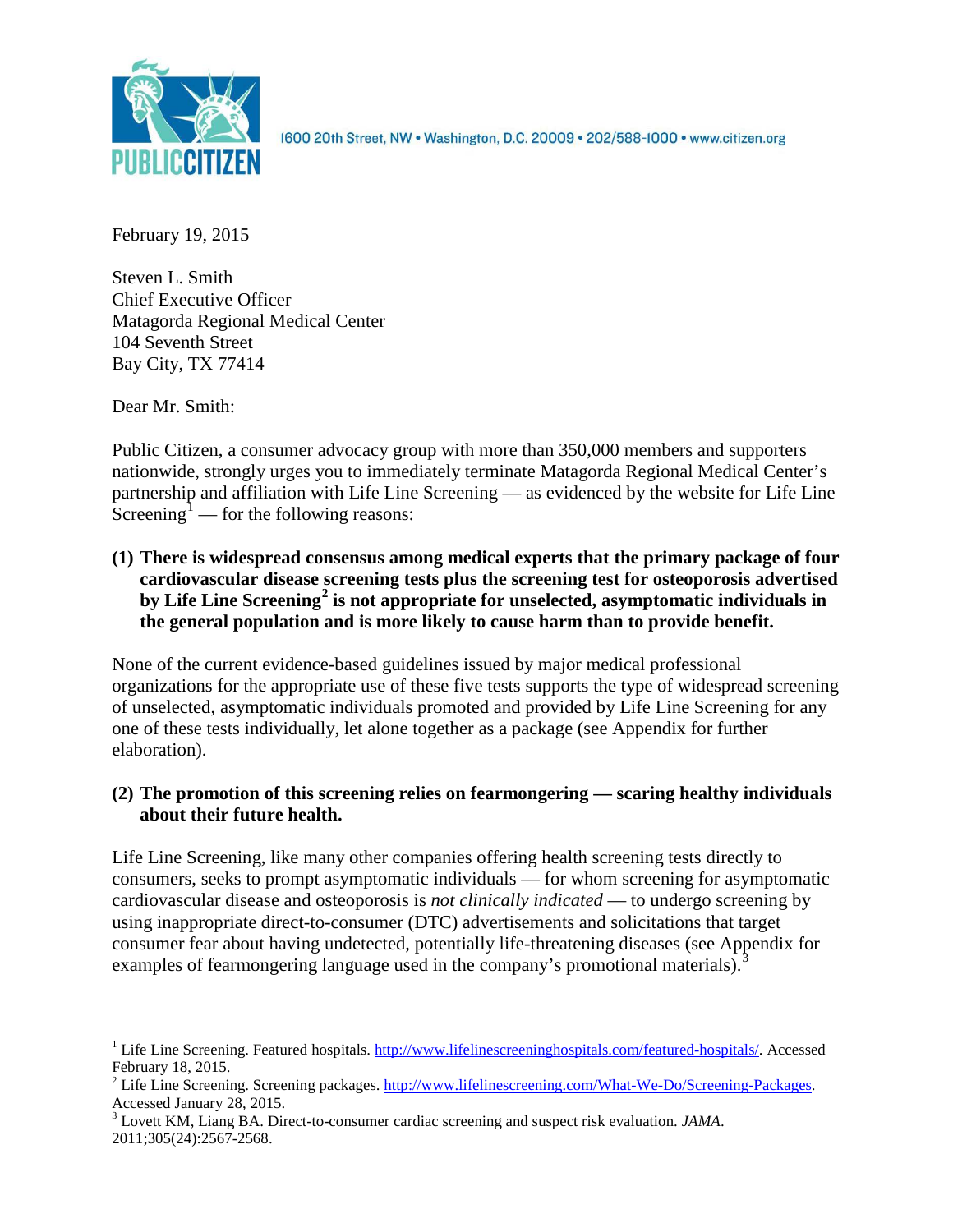PUBLIC CITIZEN

1600 20th Street, NW • Washington, D.C. 20009 • 202/588-1000 • www.citizen.org

February 19, 2015

Steven L. Smith
Chief Executive Officer
Matagorda Regional Medical Center
104 Seventh Street
Bay City, TX 77414

Dear Mr. Smith:

Public Citizen, a consumer advocacy group with more than 350,000 members and supporters nationwide, strongly urges you to immediately terminate Matagorda Regional Medical Center's partnership and affiliation with Life Line Screening — as evidenced by the website for Life Line Screening[1] — for the following reasons:

**(1) There is widespread consensus among medical experts that the primary package of four cardiovascular disease screening tests plus the screening test for osteoporosis advertised by Life Line Screening[2] is not appropriate for unselected, asymptomatic individuals in the general population and is more likely to cause harm than to provide benefit.**

None of the current evidence-based guidelines issued by major medical professional organizations for the appropriate use of these five tests supports the type of widespread screening of unselected, asymptomatic individuals promoted and provided by Life Line Screening for any one of these tests individually, let alone together as a package (see Appendix for further elaboration).

**(2) The promotion of this screening relies on fearmongering — scaring healthy individuals about their future health.**

Life Line Screening, like many other companies offering health screening tests directly to consumers, seeks to prompt asymptomatic individuals — for whom screening for asymptomatic cardiovascular disease and osteoporosis is *not clinically indicated* — to undergo screening by using inappropriate direct-to-consumer (DTC) advertisements and solicitations that target consumer fear about having undetected, potentially life-threatening diseases (see Appendix for examples of fearmongering language used in the company's promotional materials).[3]

---

[1] Life Line Screening. Featured hospitals. http://www.lifelinescreeninghospitals.com/featured-hospitals/. Accessed February 18, 2015.

[2] Life Line Screening. Screening packages. http://www.lifelinescreening.com/What-We-Do/Screening-Packages. Accessed January 28, 2015.

[3] Lovett KM, Liang BA. Direct-to-consumer cardiac screening and suspect risk evaluation. *JAMA*. 2011;305(24):2567-2568.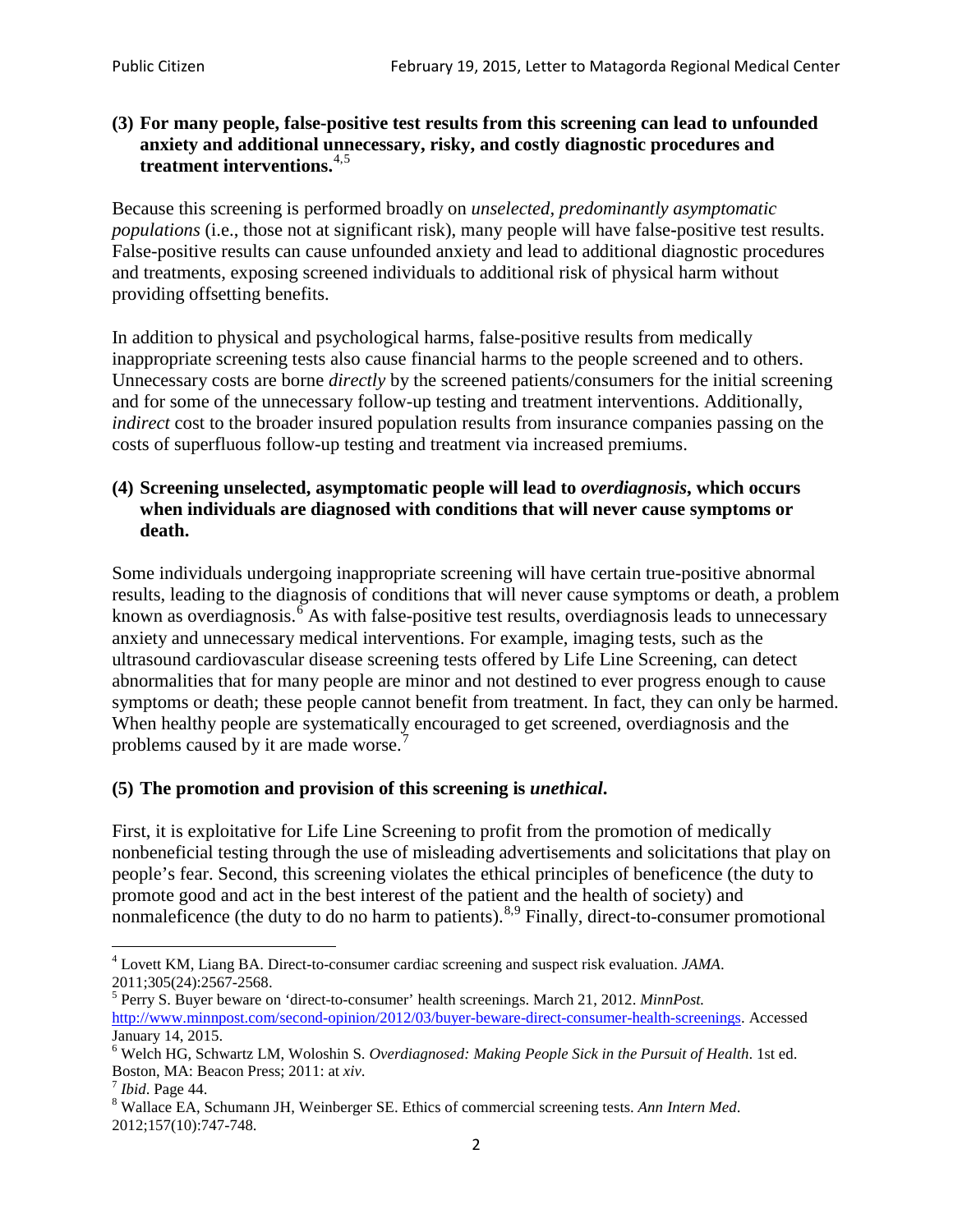**(3) For many people, false-positive test results from this screening can lead to unfounded anxiety and additional unnecessary, risky, and costly diagnostic procedures and treatment interventions.**[4,5]

Because this screening is performed broadly on *unselected, predominantly asymptomatic populations* (i.e., those not at significant risk), many people will have false-positive test results. False-positive results can cause unfounded anxiety and lead to additional diagnostic procedures and treatments, exposing screened individuals to additional risk of physical harm without providing offsetting benefits.

In addition to physical and psychological harms, false-positive results from medically inappropriate screening tests also cause financial harms to the people screened and to others. Unnecessary costs are borne *directly* by the screened patients/consumers for the initial screening and for some of the unnecessary follow-up testing and treatment interventions. Additionally, *indirect* cost to the broader insured population results from insurance companies passing on the costs of superfluous follow-up testing and treatment via increased premiums.

**(4) Screening unselected, asymptomatic people will lead to *overdiagnosis*, which occurs when individuals are diagnosed with conditions that will never cause symptoms or death.**

Some individuals undergoing inappropriate screening will have certain true-positive abnormal results, leading to the diagnosis of conditions that will never cause symptoms or death, a problem known as overdiagnosis.[6] As with false-positive test results, overdiagnosis leads to unnecessary anxiety and unnecessary medical interventions. For example, imaging tests, such as the ultrasound cardiovascular disease screening tests offered by Life Line Screening, can detect abnormalities that for many people are minor and not destined to ever progress enough to cause symptoms or death; these people cannot benefit from treatment. In fact, they can only be harmed. When healthy people are systematically encouraged to get screened, overdiagnosis and the problems caused by it are made worse.[7]

**(5) The promotion and provision of this screening is *unethical*.**

First, it is exploitative for Life Line Screening to profit from the promotion of medically nonbeneficial testing through the use of misleading advertisements and solicitations that play on people's fear. Second, this screening violates the ethical principles of beneficence (the duty to promote good and act in the best interest of the patient and the health of society) and nonmaleficence (the duty to do no harm to patients).[8,9] Finally, direct-to-consumer promotional

---

[4] Lovett KM, Liang BA. Direct-to-consumer cardiac screening and suspect risk evaluation. *JAMA*. 2011;305(24):2567-2568.

[5] Perry S. Buyer beware on 'direct-to-consumer' health screenings. March 21, 2012. *MinnPost.* http://www.minnpost.com/second-opinion/2012/03/buyer-beware-direct-consumer-health-screenings. Accessed January 14, 2015.

[6] Welch HG, Schwartz LM, Woloshin S. *Overdiagnosed: Making People Sick in the Pursuit of Health*. 1st ed. Boston, MA: Beacon Press; 2011: at *xiv*.

[7] *Ibid*. Page 44.

[8] Wallace EA, Schumann JH, Weinberger SE. Ethics of commercial screening tests. *Ann Intern Med*. 2012;157(10):747-748.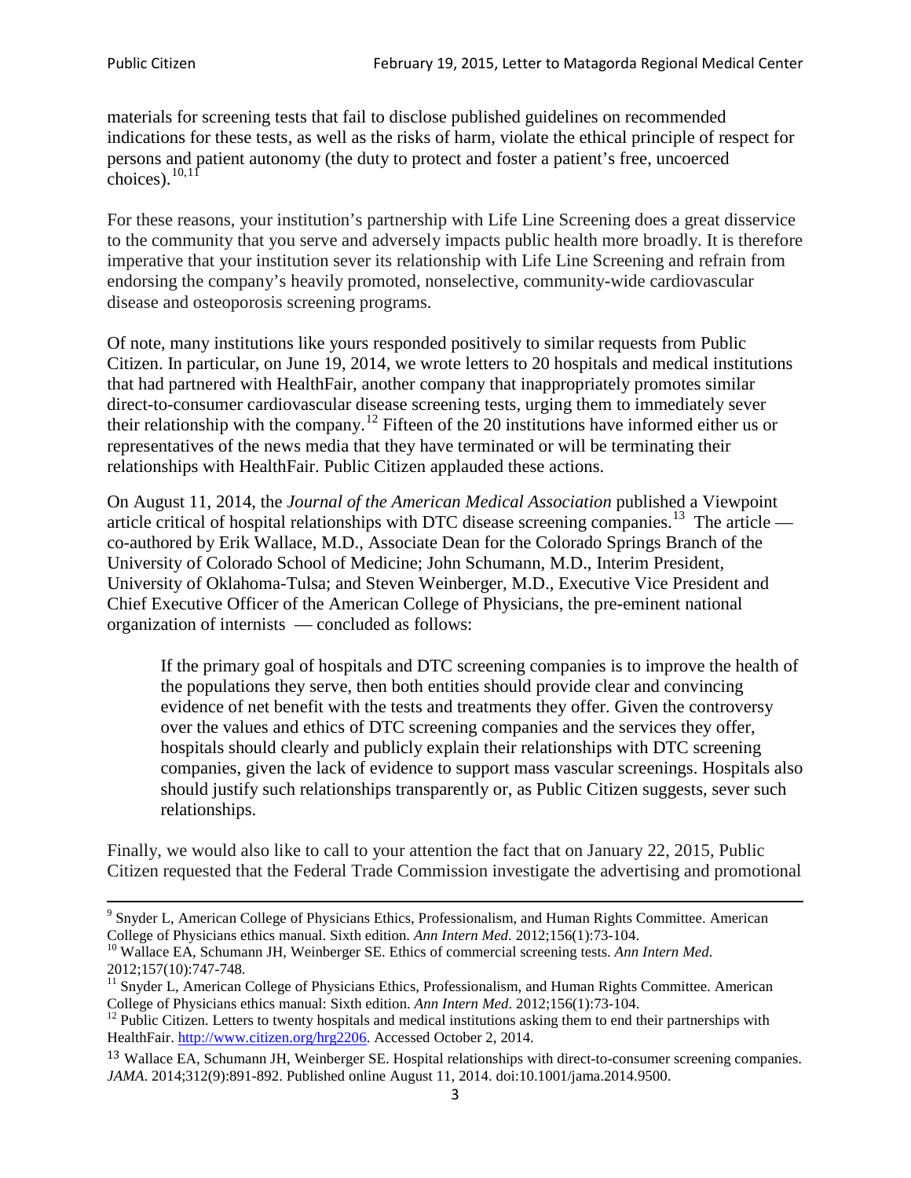materials for screening tests that fail to disclose published guidelines on recommended indications for these tests, as well as the risks of harm, violate the ethical principle of respect for persons and patient autonomy (the duty to protect and foster a patient's free, uncoerced choices).[10,11]

For these reasons, your institution's partnership with Life Line Screening does a great disservice to the community that you serve and adversely impacts public health more broadly. It is therefore imperative that your institution sever its relationship with Life Line Screening and refrain from endorsing the company's heavily promoted, nonselective, community-wide cardiovascular disease and osteoporosis screening programs.

Of note, many institutions like yours responded positively to similar requests from Public Citizen. In particular, on June 19, 2014, we wrote letters to 20 hospitals and medical institutions that had partnered with HealthFair, another company that inappropriately promotes similar direct-to-consumer cardiovascular disease screening tests, urging them to immediately sever their relationship with the company.[12] Fifteen of the 20 institutions have informed either us or representatives of the news media that they have terminated or will be terminating their relationships with HealthFair. Public Citizen applauded these actions.

On August 11, 2014, the *Journal of the American Medical Association* published a Viewpoint article critical of hospital relationships with DTC disease screening companies.[13] The article — co-authored by Erik Wallace, M.D., Associate Dean for the Colorado Springs Branch of the University of Colorado School of Medicine; John Schumann, M.D., Interim President, University of Oklahoma-Tulsa; and Steven Weinberger, M.D., Executive Vice President and Chief Executive Officer of the American College of Physicians, the pre-eminent national organization of internists — concluded as follows:

> If the primary goal of hospitals and DTC screening companies is to improve the health of the populations they serve, then both entities should provide clear and convincing evidence of net benefit with the tests and treatments they offer. Given the controversy over the values and ethics of DTC screening companies and the services they offer, hospitals should clearly and publicly explain their relationships with DTC screening companies, given the lack of evidence to support mass vascular screenings. Hospitals also should justify such relationships transparently or, as Public Citizen suggests, sever such relationships.

Finally, we would also like to call to your attention the fact that on January 22, 2015, Public Citizen requested that the Federal Trade Commission investigate the advertising and promotional

---

[9] Snyder L, American College of Physicians Ethics, Professionalism, and Human Rights Committee. American College of Physicians ethics manual. Sixth edition. *Ann Intern Med*. 2012;156(1):73-104.

[10] Wallace EA, Schumann JH, Weinberger SE. Ethics of commercial screening tests. *Ann Intern Med*. 2012;157(10):747-748.

[11] Snyder L, American College of Physicians Ethics, Professionalism, and Human Rights Committee. American College of Physicians ethics manual: Sixth edition. *Ann Intern Med*. 2012;156(1):73-104.

[12] Public Citizen. Letters to twenty hospitals and medical institutions asking them to end their partnerships with HealthFair. http://www.citizen.org/hrg2206. Accessed October 2, 2014.

[13] Wallace EA, Schumann JH, Weinberger SE. Hospital relationships with direct-to-consumer screening companies. *JAMA*. 2014;312(9):891-892. Published online August 11, 2014. doi:10.1001/jama.2014.9500.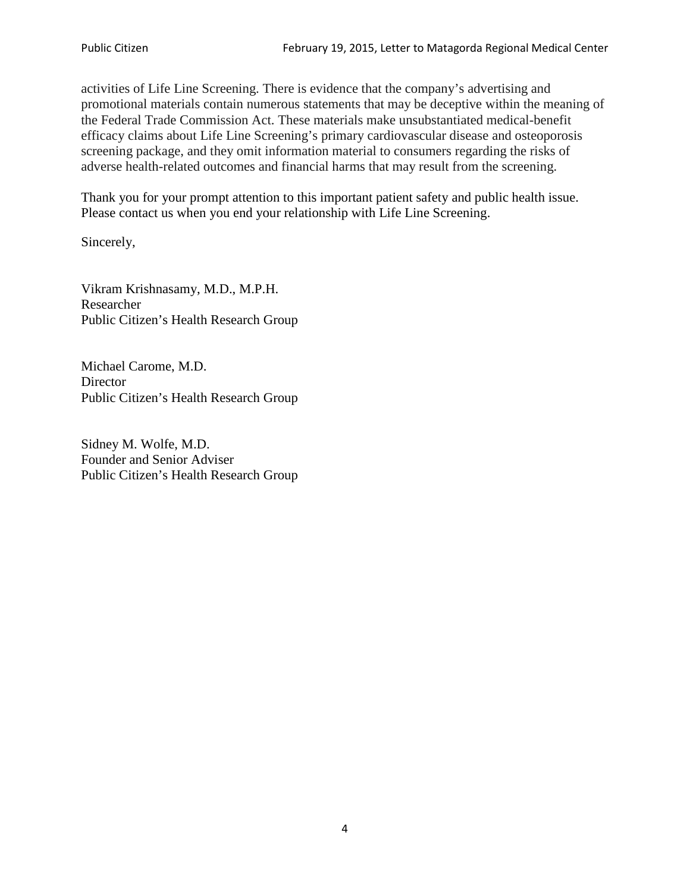activities of Life Line Screening. There is evidence that the company's advertising and promotional materials contain numerous statements that may be deceptive within the meaning of the Federal Trade Commission Act. These materials make unsubstantiated medical-benefit efficacy claims about Life Line Screening's primary cardiovascular disease and osteoporosis screening package, and they omit information material to consumers regarding the risks of adverse health-related outcomes and financial harms that may result from the screening.

Thank you for your prompt attention to this important patient safety and public health issue. Please contact us when you end your relationship with Life Line Screening.

Sincerely,

Vikram Krishnasamy, M.D., M.P.H.
Researcher
Public Citizen's Health Research Group

Michael Carome, M.D.
Director
Public Citizen's Health Research Group

Sidney M. Wolfe, M.D.
Founder and Senior Adviser
Public Citizen's Health Research Group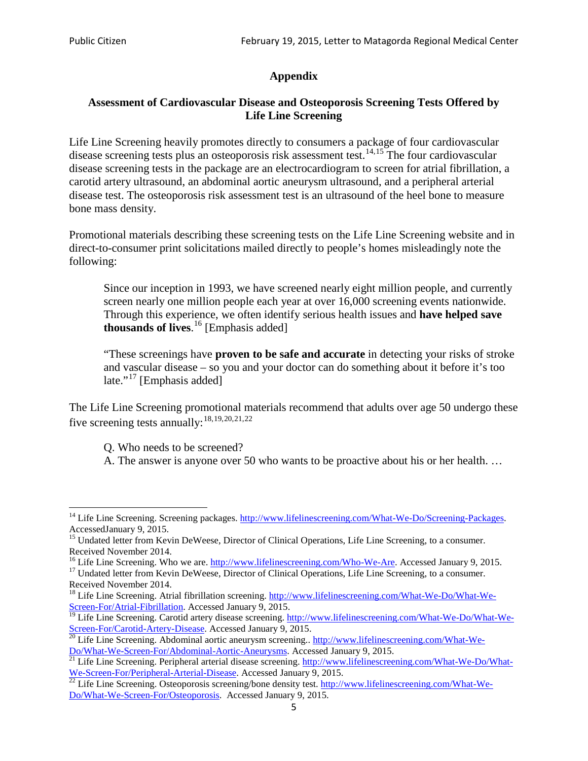## Appendix

### Assessment of Cardiovascular Disease and Osteoporosis Screening Tests Offered by Life Line Screening

Life Line Screening heavily promotes directly to consumers a package of four cardiovascular disease screening tests plus an osteoporosis risk assessment test.[14,15] The four cardiovascular disease screening tests in the package are an electrocardiogram to screen for atrial fibrillation, a carotid artery ultrasound, an abdominal aortic aneurysm ultrasound, and a peripheral arterial disease test. The osteoporosis risk assessment test is an ultrasound of the heel bone to measure bone mass density.

Promotional materials describing these screening tests on the Life Line Screening website and in direct-to-consumer print solicitations mailed directly to people's homes misleadingly note the following:

> Since our inception in 1993, we have screened nearly eight million people, and currently screen nearly one million people each year at over 16,000 screening events nationwide. Through this experience, we often identify serious health issues and **have helped save thousands of lives**.[16] [Emphasis added]
>
> "These screenings have **proven to be safe and accurate** in detecting your risks of stroke and vascular disease – so you and your doctor can do something about it before it's too late."[17] [Emphasis added]

The Life Line Screening promotional materials recommend that adults over age 50 undergo these five screening tests annually:[18,19,20,21,22]

> Q. Who needs to be screened?
> A. The answer is anyone over 50 who wants to be proactive about his or her health. …

---

[14] Life Line Screening. Screening packages. http://www.lifelinescreening.com/What-We-Do/Screening-Packages. AccessedJanuary 9, 2015.

[15] Undated letter from Kevin DeWeese, Director of Clinical Operations, Life Line Screening, to a consumer. Received November 2014.

[16] Life Line Screening. Who we are. http://www.lifelinescreening.com/Who-We-Are. Accessed January 9, 2015.

[17] Undated letter from Kevin DeWeese, Director of Clinical Operations, Life Line Screening, to a consumer. Received November 2014.

[18] Life Line Screening. Atrial fibrillation screening. http://www.lifelinescreening.com/What-We-Do/What-We-Screen-For/Atrial-Fibrillation. Accessed January 9, 2015.

[19] Life Line Screening. Carotid artery disease screening. http://www.lifelinescreening.com/What-We-Do/What-We-Screen-For/Carotid-Artery-Disease. Accessed January 9, 2015.

[20] Life Line Screening. Abdominal aortic aneurysm screening.. http://www.lifelinescreening.com/What-We-Do/What-We-Screen-For/Abdominal-Aortic-Aneurysms. Accessed January 9, 2015.

[21] Life Line Screening. Peripheral arterial disease screening. http://www.lifelinescreening.com/What-We-Do/What-We-Screen-For/Peripheral-Arterial-Disease. Accessed January 9, 2015.

[22] Life Line Screening. Osteoporosis screening/bone density test. http://www.lifelinescreening.com/What-We-Do/What-We-Screen-For/Osteoporosis. Accessed January 9, 2015.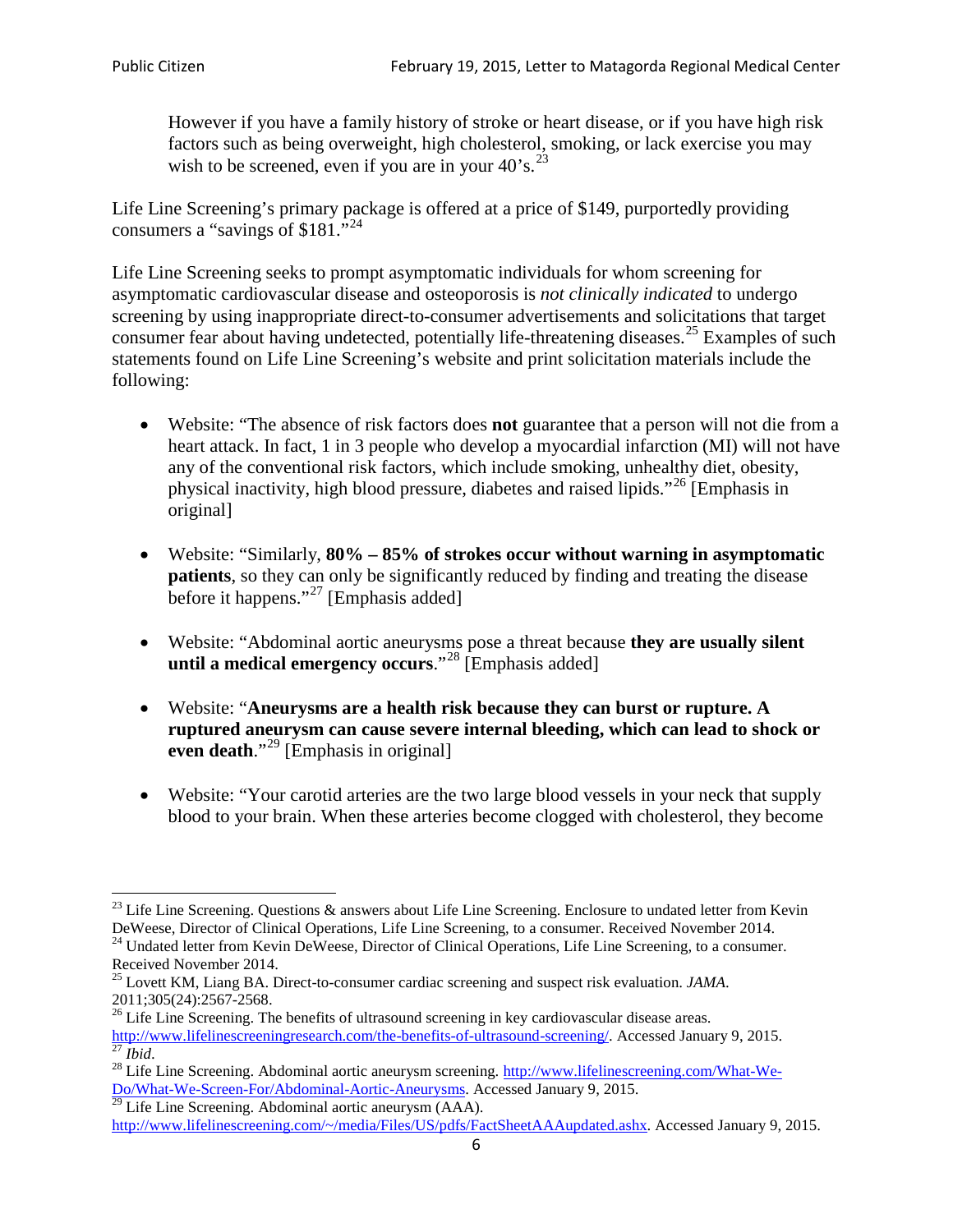> However if you have a family history of stroke or heart disease, or if you have high risk factors such as being overweight, high cholesterol, smoking, or lack exercise you may wish to be screened, even if you are in your 40's.[23]

Life Line Screening's primary package is offered at a price of $149, purportedly providing consumers a "savings of $181."[24]

Life Line Screening seeks to prompt asymptomatic individuals for whom screening for asymptomatic cardiovascular disease and osteoporosis is *not clinically indicated* to undergo screening by using inappropriate direct-to-consumer advertisements and solicitations that target consumer fear about having undetected, potentially life-threatening diseases.[25] Examples of such statements found on Life Line Screening's website and print solicitation materials include the following:

- Website: "The absence of risk factors does **not** guarantee that a person will not die from a heart attack. In fact, 1 in 3 people who develop a myocardial infarction (MI) will not have any of the conventional risk factors, which include smoking, unhealthy diet, obesity, physical inactivity, high blood pressure, diabetes and raised lipids."[26] [Emphasis in original]

- Website: "Similarly, **80% – 85% of strokes occur without warning in asymptomatic patients**, so they can only be significantly reduced by finding and treating the disease before it happens."[27] [Emphasis added]

- Website: "Abdominal aortic aneurysms pose a threat because **they are usually silent until a medical emergency occurs**."[28] [Emphasis added]

- Website: "**Aneurysms are a health risk because they can burst or rupture. A ruptured aneurysm can cause severe internal bleeding, which can lead to shock or even death**."[29] [Emphasis in original]

- Website: "Your carotid arteries are the two large blood vessels in your neck that supply blood to your brain. When these arteries become clogged with cholesterol, they become

---

[23] Life Line Screening. Questions & answers about Life Line Screening. Enclosure to undated letter from Kevin DeWeese, Director of Clinical Operations, Life Line Screening, to a consumer. Received November 2014.

[24] Undated letter from Kevin DeWeese, Director of Clinical Operations, Life Line Screening, to a consumer. Received November 2014.

[25] Lovett KM, Liang BA. Direct-to-consumer cardiac screening and suspect risk evaluation. *JAMA*. 2011;305(24):2567-2568.

[26] Life Line Screening. The benefits of ultrasound screening in key cardiovascular disease areas. http://www.lifelinescreeningresearch.com/the-benefits-of-ultrasound-screening/. Accessed January 9, 2015.

[27] *Ibid*.

[28] Life Line Screening. Abdominal aortic aneurysm screening. http://www.lifelinescreening.com/What-We-Do/What-We-Screen-For/Abdominal-Aortic-Aneurysms. Accessed January 9, 2015.

[29] Life Line Screening. Abdominal aortic aneurysm (AAA). http://www.lifelinescreening.com/~/media/Files/US/pdfs/FactSheetAAAupdated.ashx. Accessed January 9, 2015.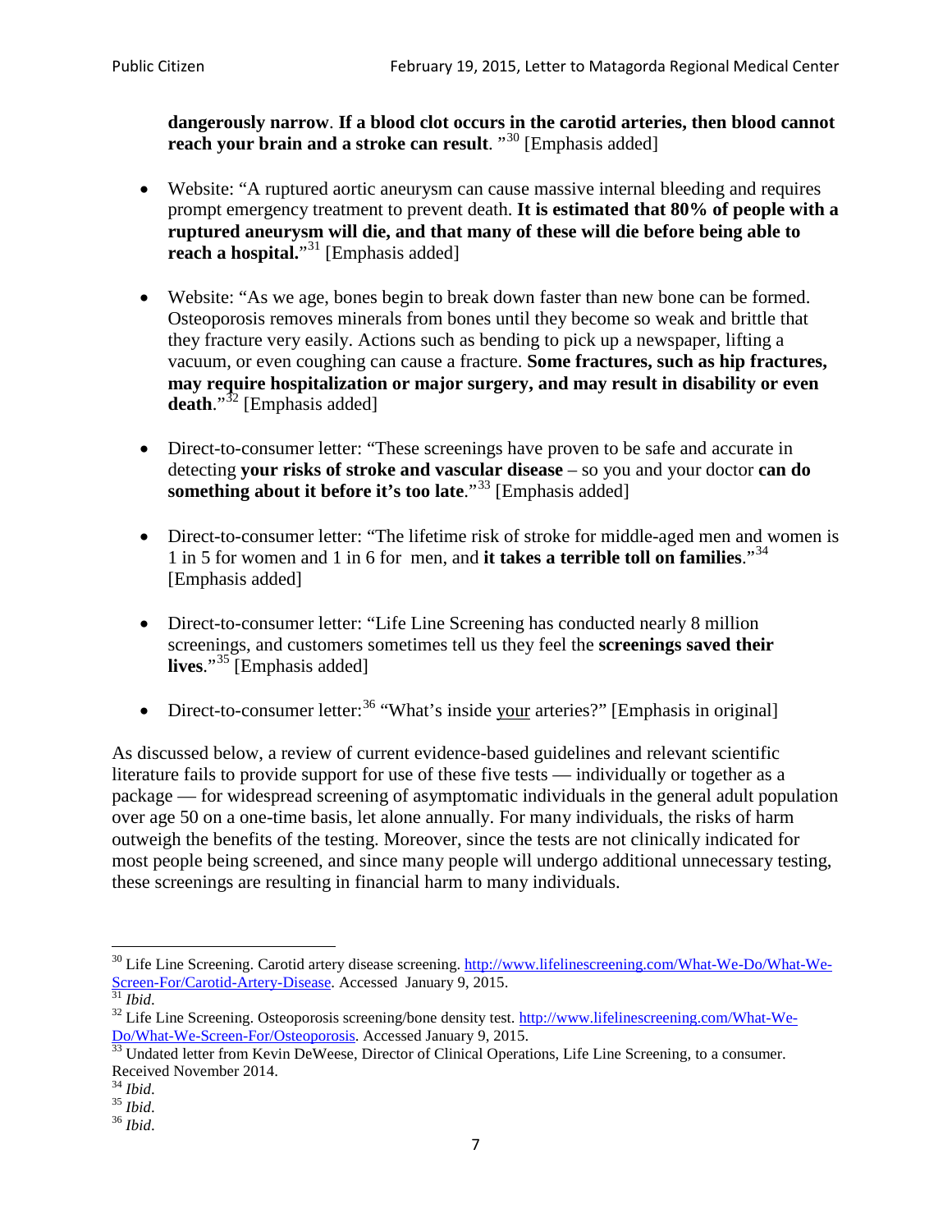**dangerously narrow**. **If a blood clot occurs in the carotid arteries, then blood cannot reach your brain and a stroke can result**. "[30] [Emphasis added]

- Website: "A ruptured aortic aneurysm can cause massive internal bleeding and requires prompt emergency treatment to prevent death. **It is estimated that 80% of people with a ruptured aneurysm will die, and that many of these will die before being able to reach a hospital.**"[31] [Emphasis added]

- Website: "As we age, bones begin to break down faster than new bone can be formed. Osteoporosis removes minerals from bones until they become so weak and brittle that they fracture very easily. Actions such as bending to pick up a newspaper, lifting a vacuum, or even coughing can cause a fracture. **Some fractures, such as hip fractures, may require hospitalization or major surgery, and may result in disability or even death**."[32] [Emphasis added]

- Direct-to-consumer letter: "These screenings have proven to be safe and accurate in detecting **your risks of stroke and vascular disease** – so you and your doctor **can do something about it before it's too late**."[33] [Emphasis added]

- Direct-to-consumer letter: "The lifetime risk of stroke for middle-aged men and women is 1 in 5 for women and 1 in 6 for men, and **it takes a terrible toll on families**."[34] [Emphasis added]

- Direct-to-consumer letter: "Life Line Screening has conducted nearly 8 million screenings, and customers sometimes tell us they feel the **screenings saved their lives**."[35] [Emphasis added]

- Direct-to-consumer letter:[36] "What's inside <u>your</u> arteries?" [Emphasis in original]

As discussed below, a review of current evidence-based guidelines and relevant scientific literature fails to provide support for use of these five tests — individually or together as a package — for widespread screening of asymptomatic individuals in the general adult population over age 50 on a one-time basis, let alone annually. For many individuals, the risks of harm outweigh the benefits of the testing. Moreover, since the tests are not clinically indicated for most people being screened, and since many people will undergo additional unnecessary testing, these screenings are resulting in financial harm to many individuals.

---

[30] Life Line Screening. Carotid artery disease screening. http://www.lifelinescreening.com/What-We-Do/What-We-Screen-For/Carotid-Artery-Disease. Accessed January 9, 2015.

[31] *Ibid*.

[32] Life Line Screening. Osteoporosis screening/bone density test. http://www.lifelinescreening.com/What-We-Do/What-We-Screen-For/Osteoporosis. Accessed January 9, 2015.

[33] Undated letter from Kevin DeWeese, Director of Clinical Operations, Life Line Screening, to a consumer. Received November 2014.

[34] *Ibid*.

[35] *Ibid*.

[36] *Ibid*.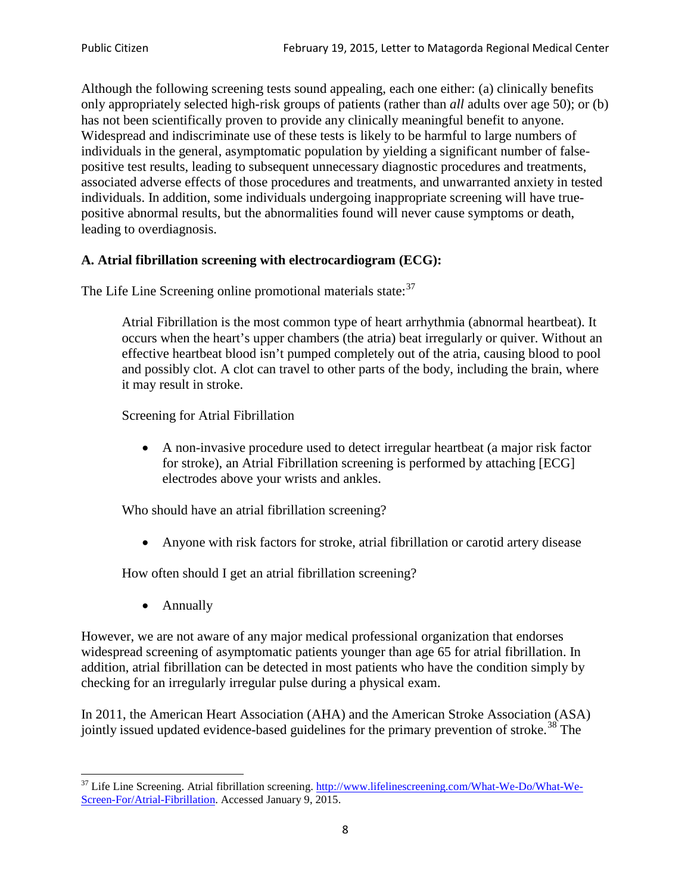Although the following screening tests sound appealing, each one either: (a) clinically benefits only appropriately selected high-risk groups of patients (rather than *all* adults over age 50); or (b) has not been scientifically proven to provide any clinically meaningful benefit to anyone. Widespread and indiscriminate use of these tests is likely to be harmful to large numbers of individuals in the general, asymptomatic population by yielding a significant number of false-positive test results, leading to subsequent unnecessary diagnostic procedures and treatments, associated adverse effects of those procedures and treatments, and unwarranted anxiety in tested individuals. In addition, some individuals undergoing inappropriate screening will have true-positive abnormal results, but the abnormalities found will never cause symptoms or death, leading to overdiagnosis.

**A. Atrial fibrillation screening with electrocardiogram (ECG):**

The Life Line Screening online promotional materials state:[37]

> Atrial Fibrillation is the most common type of heart arrhythmia (abnormal heartbeat). It occurs when the heart's upper chambers (the atria) beat irregularly or quiver. Without an effective heartbeat blood isn't pumped completely out of the atria, causing blood to pool and possibly clot. A clot can travel to other parts of the body, including the brain, where it may result in stroke.
>
> Screening for Atrial Fibrillation
>
> - A non-invasive procedure used to detect irregular heartbeat (a major risk factor for stroke), an Atrial Fibrillation screening is performed by attaching [ECG] electrodes above your wrists and ankles.
>
> Who should have an atrial fibrillation screening?
>
> - Anyone with risk factors for stroke, atrial fibrillation or carotid artery disease
>
> How often should I get an atrial fibrillation screening?
>
> - Annually

However, we are not aware of any major medical professional organization that endorses widespread screening of asymptomatic patients younger than age 65 for atrial fibrillation. In addition, atrial fibrillation can be detected in most patients who have the condition simply by checking for an irregularly irregular pulse during a physical exam.

In 2011, the American Heart Association (AHA) and the American Stroke Association (ASA) jointly issued updated evidence-based guidelines for the primary prevention of stroke.[38] The

---

[37] Life Line Screening. Atrial fibrillation screening. http://www.lifelinescreening.com/What-We-Do/What-We-Screen-For/Atrial-Fibrillation. Accessed January 9, 2015.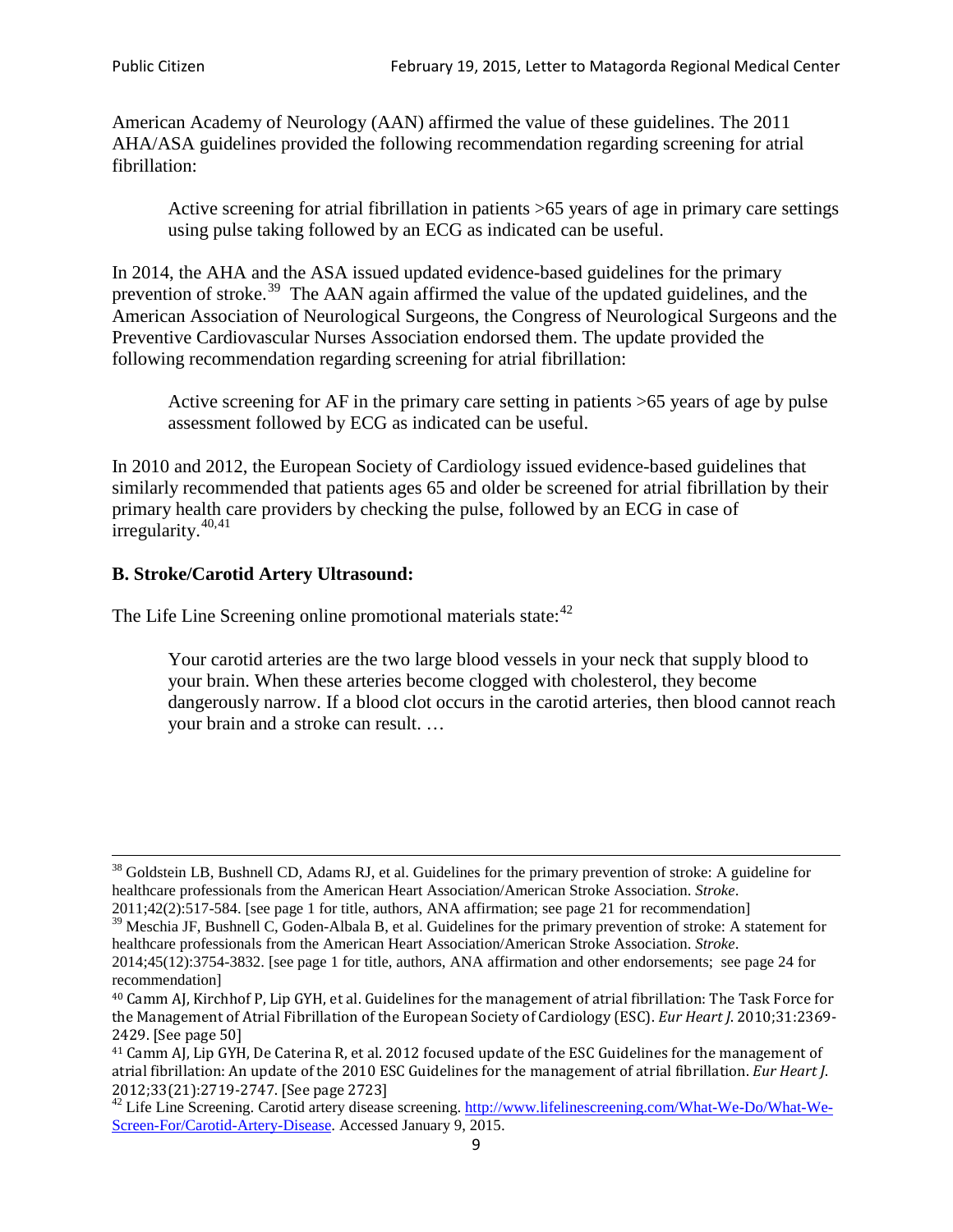American Academy of Neurology (AAN) affirmed the value of these guidelines. The 2011 AHA/ASA guidelines provided the following recommendation regarding screening for atrial fibrillation:

> Active screening for atrial fibrillation in patients >65 years of age in primary care settings using pulse taking followed by an ECG as indicated can be useful.

In 2014, the AHA and the ASA issued updated evidence-based guidelines for the primary prevention of stroke.[39] The AAN again affirmed the value of the updated guidelines, and the American Association of Neurological Surgeons, the Congress of Neurological Surgeons and the Preventive Cardiovascular Nurses Association endorsed them. The update provided the following recommendation regarding screening for atrial fibrillation:

> Active screening for AF in the primary care setting in patients >65 years of age by pulse assessment followed by ECG as indicated can be useful.

In 2010 and 2012, the European Society of Cardiology issued evidence-based guidelines that similarly recommended that patients ages 65 and older be screened for atrial fibrillation by their primary health care providers by checking the pulse, followed by an ECG in case of irregularity.[40,41]

### B. Stroke/Carotid Artery Ultrasound:

The Life Line Screening online promotional materials state:[42]

> Your carotid arteries are the two large blood vessels in your neck that supply blood to your brain. When these arteries become clogged with cholesterol, they become dangerously narrow. If a blood clot occurs in the carotid arteries, then blood cannot reach your brain and a stroke can result. …

---

[38] Goldstein LB, Bushnell CD, Adams RJ, et al. Guidelines for the primary prevention of stroke: A guideline for healthcare professionals from the American Heart Association/American Stroke Association. *Stroke*. 2011;42(2):517-584. [see page 1 for title, authors, ANA affirmation; see page 21 for recommendation]

[39] Meschia JF, Bushnell C, Goden-Albala B, et al. Guidelines for the primary prevention of stroke: A statement for healthcare professionals from the American Heart Association/American Stroke Association. *Stroke*. 2014;45(12):3754-3832. [see page 1 for title, authors, ANA affirmation and other endorsements; see page 24 for recommendation]

[40] Camm AJ, Kirchhof P, Lip GYH, et al. Guidelines for the management of atrial fibrillation: The Task Force for the Management of Atrial Fibrillation of the European Society of Cardiology (ESC). *Eur Heart J*. 2010;31:2369-2429. [See page 50]

[41] Camm AJ, Lip GYH, De Caterina R, et al. 2012 focused update of the ESC Guidelines for the management of atrial fibrillation: An update of the 2010 ESC Guidelines for the management of atrial fibrillation. *Eur Heart J*. 2012;33(21):2719-2747. [See page 2723]

[42] Life Line Screening. Carotid artery disease screening. http://www.lifelinescreening.com/What-We-Do/What-We-Screen-For/Carotid-Artery-Disease. Accessed January 9, 2015.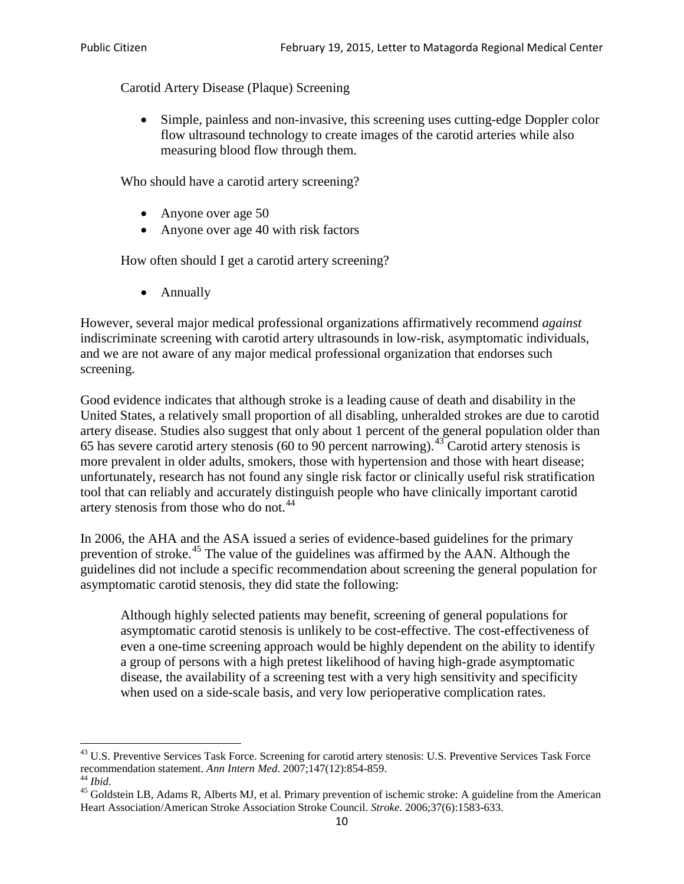Carotid Artery Disease (Plaque) Screening

- Simple, painless and non-invasive, this screening uses cutting-edge Doppler color flow ultrasound technology to create images of the carotid arteries while also measuring blood flow through them.

Who should have a carotid artery screening?

- Anyone over age 50
- Anyone over age 40 with risk factors

How often should I get a carotid artery screening?

- Annually

However, several major medical professional organizations affirmatively recommend *against* indiscriminate screening with carotid artery ultrasounds in low-risk, asymptomatic individuals, and we are not aware of any major medical professional organization that endorses such screening.

Good evidence indicates that although stroke is a leading cause of death and disability in the United States, a relatively small proportion of all disabling, unheralded strokes are due to carotid artery disease. Studies also suggest that only about 1 percent of the general population older than 65 has severe carotid artery stenosis (60 to 90 percent narrowing).[43] Carotid artery stenosis is more prevalent in older adults, smokers, those with hypertension and those with heart disease; unfortunately, research has not found any single risk factor or clinically useful risk stratification tool that can reliably and accurately distinguish people who have clinically important carotid artery stenosis from those who do not.[44]

In 2006, the AHA and the ASA issued a series of evidence-based guidelines for the primary prevention of stroke.[45] The value of the guidelines was affirmed by the AAN. Although the guidelines did not include a specific recommendation about screening the general population for asymptomatic carotid stenosis, they did state the following:

> Although highly selected patients may benefit, screening of general populations for asymptomatic carotid stenosis is unlikely to be cost-effective. The cost-effectiveness of even a one-time screening approach would be highly dependent on the ability to identify a group of persons with a high pretest likelihood of having high-grade asymptomatic disease, the availability of a screening test with a very high sensitivity and specificity when used on a side-scale basis, and very low perioperative complication rates.

---

[43] U.S. Preventive Services Task Force. Screening for carotid artery stenosis: U.S. Preventive Services Task Force recommendation statement. *Ann Intern Med*. 2007;147(12):854-859.

[44] *Ibid*.

[45] Goldstein LB, Adams R, Alberts MJ, et al. Primary prevention of ischemic stroke: A guideline from the American Heart Association/American Stroke Association Stroke Council. *Stroke*. 2006;37(6):1583-633.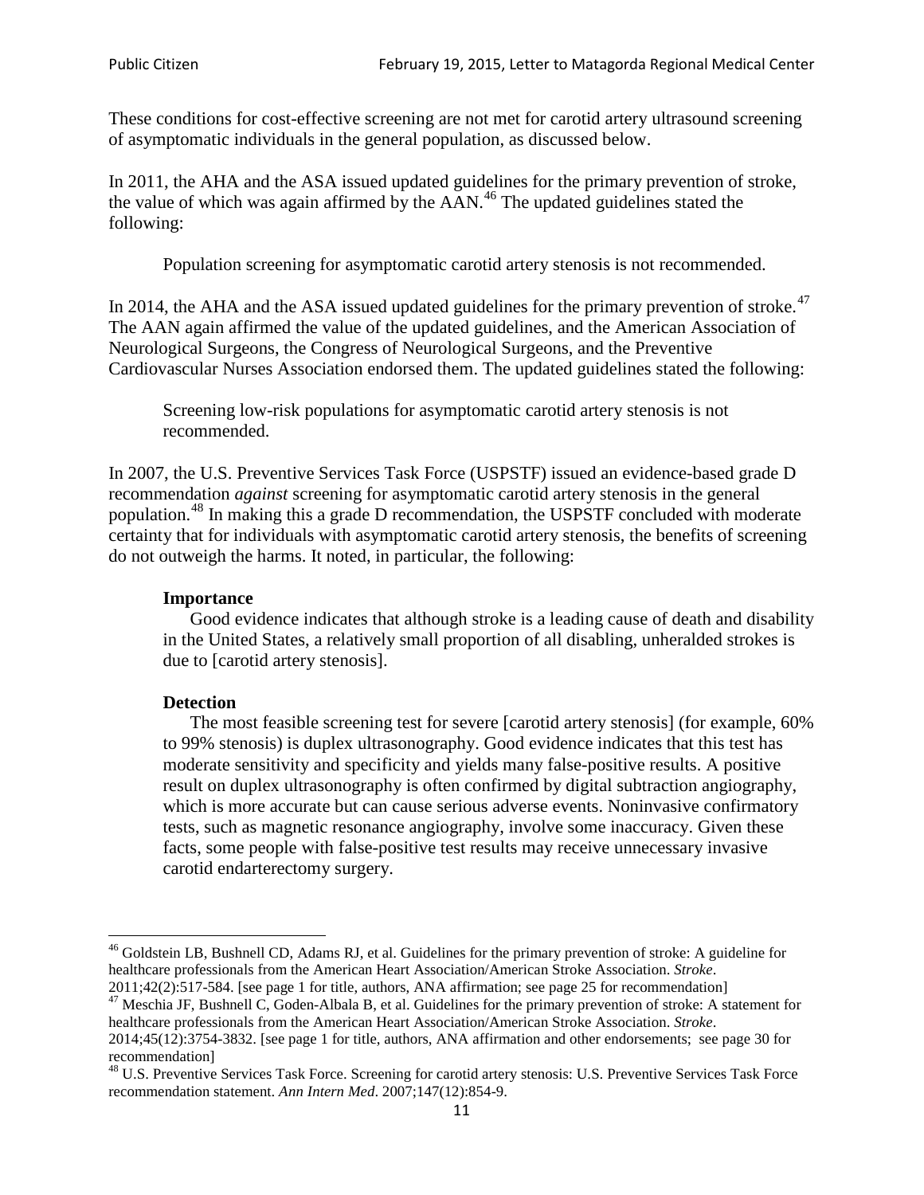These conditions for cost-effective screening are not met for carotid artery ultrasound screening of asymptomatic individuals in the general population, as discussed below.

In 2011, the AHA and the ASA issued updated guidelines for the primary prevention of stroke, the value of which was again affirmed by the AAN.[46] The updated guidelines stated the following:

> Population screening for asymptomatic carotid artery stenosis is not recommended.

In 2014, the AHA and the ASA issued updated guidelines for the primary prevention of stroke.[47] The AAN again affirmed the value of the updated guidelines, and the American Association of Neurological Surgeons, the Congress of Neurological Surgeons, and the Preventive Cardiovascular Nurses Association endorsed them. The updated guidelines stated the following:

> Screening low-risk populations for asymptomatic carotid artery stenosis is not recommended.

In 2007, the U.S. Preventive Services Task Force (USPSTF) issued an evidence-based grade D recommendation *against* screening for asymptomatic carotid artery stenosis in the general population.[48] In making this a grade D recommendation, the USPSTF concluded with moderate certainty that for individuals with asymptomatic carotid artery stenosis, the benefits of screening do not outweigh the harms. It noted, in particular, the following:

> **Importance**
> Good evidence indicates that although stroke is a leading cause of death and disability in the United States, a relatively small proportion of all disabling, unheralded strokes is due to [carotid artery stenosis].
>
> **Detection**
> The most feasible screening test for severe [carotid artery stenosis] (for example, 60% to 99% stenosis) is duplex ultrasonography. Good evidence indicates that this test has moderate sensitivity and specificity and yields many false-positive results. A positive result on duplex ultrasonography is often confirmed by digital subtraction angiography, which is more accurate but can cause serious adverse events. Noninvasive confirmatory tests, such as magnetic resonance angiography, involve some inaccuracy. Given these facts, some people with false-positive test results may receive unnecessary invasive carotid endarterectomy surgery.

---

[46] Goldstein LB, Bushnell CD, Adams RJ, et al. Guidelines for the primary prevention of stroke: A guideline for healthcare professionals from the American Heart Association/American Stroke Association. *Stroke*. 2011;42(2):517-584. [see page 1 for title, authors, ANA affirmation; see page 25 for recommendation]

[47] Meschia JF, Bushnell C, Goden-Albala B, et al. Guidelines for the primary prevention of stroke: A statement for healthcare professionals from the American Heart Association/American Stroke Association. *Stroke*. 2014;45(12):3754-3832. [see page 1 for title, authors, ANA affirmation and other endorsements; see page 30 for recommendation]

[48] U.S. Preventive Services Task Force. Screening for carotid artery stenosis: U.S. Preventive Services Task Force recommendation statement. *Ann Intern Med*. 2007;147(12):854-9.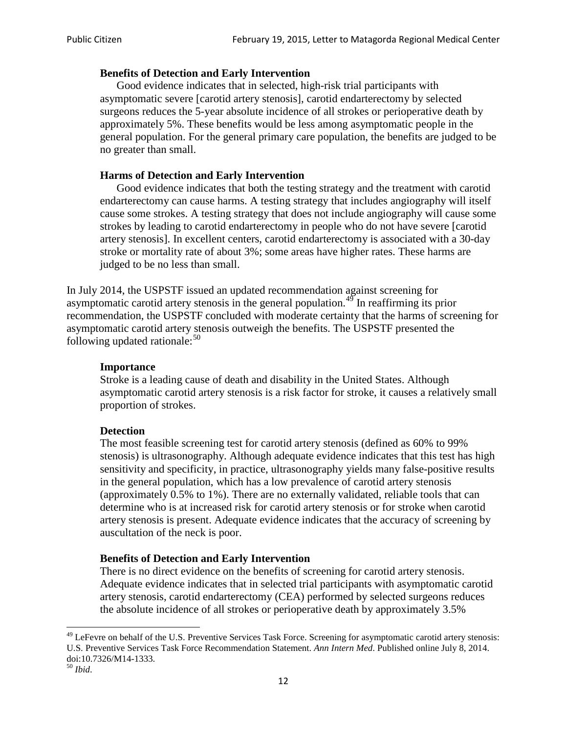> **Benefits of Detection and Early Intervention**
>
> Good evidence indicates that in selected, high-risk trial participants with asymptomatic severe [carotid artery stenosis], carotid endarterectomy by selected surgeons reduces the 5-year absolute incidence of all strokes or perioperative death by approximately 5%. These benefits would be less among asymptomatic people in the general population. For the general primary care population, the benefits are judged to be no greater than small.
>
> **Harms of Detection and Early Intervention**
>
> Good evidence indicates that both the testing strategy and the treatment with carotid endarterectomy can cause harms. A testing strategy that includes angiography will itself cause some strokes. A testing strategy that does not include angiography will cause some strokes by leading to carotid endarterectomy in people who do not have severe [carotid artery stenosis]. In excellent centers, carotid endarterectomy is associated with a 30-day stroke or mortality rate of about 3%; some areas have higher rates. These harms are judged to be no less than small.

In July 2014, the USPSTF issued an updated recommendation against screening for asymptomatic carotid artery stenosis in the general population.[49] In reaffirming its prior recommendation, the USPSTF concluded with moderate certainty that the harms of screening for asymptomatic carotid artery stenosis outweigh the benefits. The USPSTF presented the following updated rationale:[50]

> **Importance**
>
> Stroke is a leading cause of death and disability in the United States. Although asymptomatic carotid artery stenosis is a risk factor for stroke, it causes a relatively small proportion of strokes.
>
> **Detection**
>
> The most feasible screening test for carotid artery stenosis (defined as 60% to 99% stenosis) is ultrasonography. Although adequate evidence indicates that this test has high sensitivity and specificity, in practice, ultrasonography yields many false-positive results in the general population, which has a low prevalence of carotid artery stenosis (approximately 0.5% to 1%). There are no externally validated, reliable tools that can determine who is at increased risk for carotid artery stenosis or for stroke when carotid artery stenosis is present. Adequate evidence indicates that the accuracy of screening by auscultation of the neck is poor.
>
> **Benefits of Detection and Early Intervention**
>
> There is no direct evidence on the benefits of screening for carotid artery stenosis. Adequate evidence indicates that in selected trial participants with asymptomatic carotid artery stenosis, carotid endarterectomy (CEA) performed by selected surgeons reduces the absolute incidence of all strokes or perioperative death by approximately 3.5%

---

[49] LeFevre on behalf of the U.S. Preventive Services Task Force. Screening for asymptomatic carotid artery stenosis: U.S. Preventive Services Task Force Recommendation Statement. *Ann Intern Med*. Published online July 8, 2014. doi:10.7326/M14-1333.

[50] *Ibid*.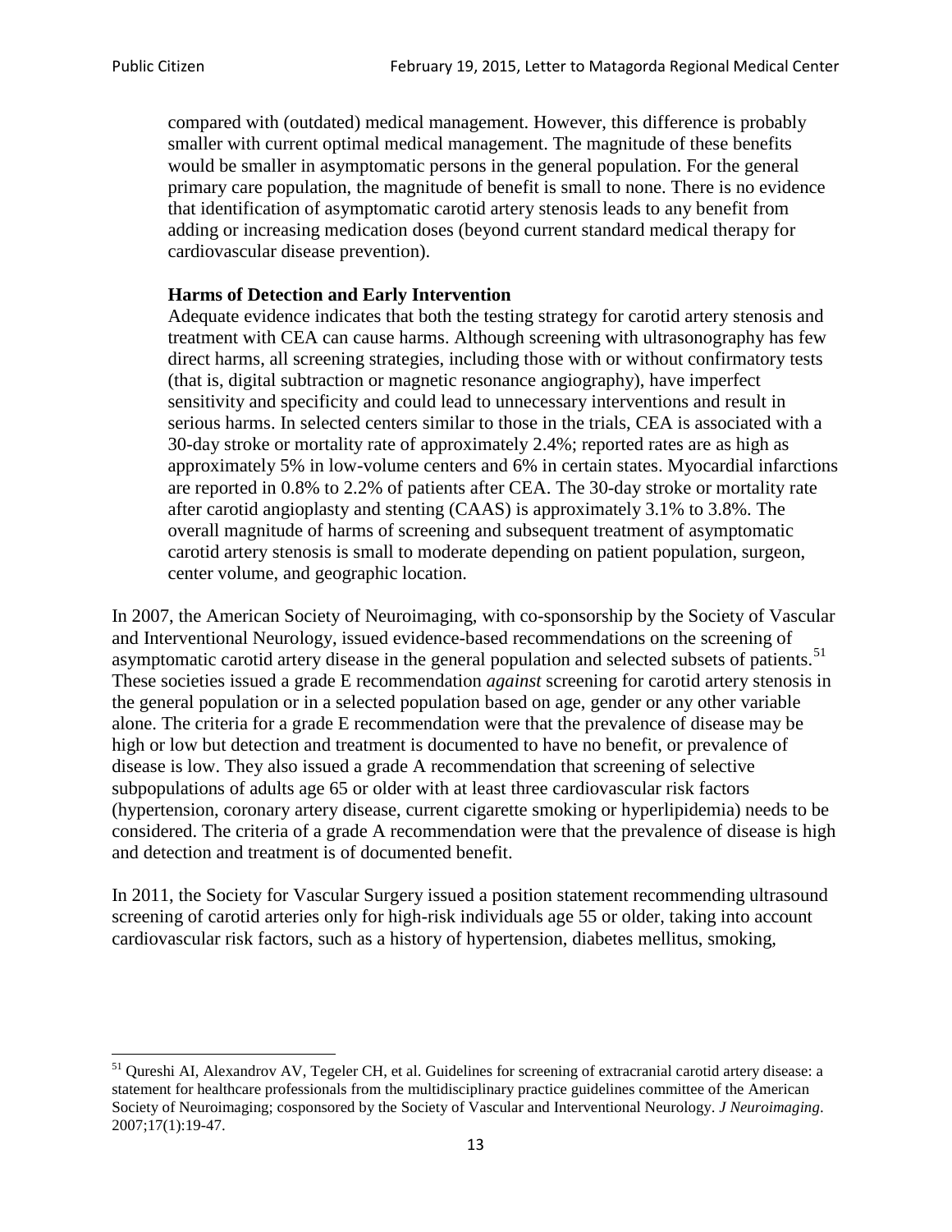> compared with (outdated) medical management. However, this difference is probably smaller with current optimal medical management. The magnitude of these benefits would be smaller in asymptomatic persons in the general population. For the general primary care population, the magnitude of benefit is small to none. There is no evidence that identification of asymptomatic carotid artery stenosis leads to any benefit from adding or increasing medication doses (beyond current standard medical therapy for cardiovascular disease prevention).
>
> **Harms of Detection and Early Intervention**
>
> Adequate evidence indicates that both the testing strategy for carotid artery stenosis and treatment with CEA can cause harms. Although screening with ultrasonography has few direct harms, all screening strategies, including those with or without confirmatory tests (that is, digital subtraction or magnetic resonance angiography), have imperfect sensitivity and specificity and could lead to unnecessary interventions and result in serious harms. In selected centers similar to those in the trials, CEA is associated with a 30-day stroke or mortality rate of approximately 2.4%; reported rates are as high as approximately 5% in low-volume centers and 6% in certain states. Myocardial infarctions are reported in 0.8% to 2.2% of patients after CEA. The 30-day stroke or mortality rate after carotid angioplasty and stenting (CAAS) is approximately 3.1% to 3.8%. The overall magnitude of harms of screening and subsequent treatment of asymptomatic carotid artery stenosis is small to moderate depending on patient population, surgeon, center volume, and geographic location.

In 2007, the American Society of Neuroimaging, with co-sponsorship by the Society of Vascular and Interventional Neurology, issued evidence-based recommendations on the screening of asymptomatic carotid artery disease in the general population and selected subsets of patients.[51] These societies issued a grade E recommendation *against* screening for carotid artery stenosis in the general population or in a selected population based on age, gender or any other variable alone. The criteria for a grade E recommendation were that the prevalence of disease may be high or low but detection and treatment is documented to have no benefit, or prevalence of disease is low. They also issued a grade A recommendation that screening of selective subpopulations of adults age 65 or older with at least three cardiovascular risk factors (hypertension, coronary artery disease, current cigarette smoking or hyperlipidemia) needs to be considered. The criteria of a grade A recommendation were that the prevalence of disease is high and detection and treatment is of documented benefit.

In 2011, the Society for Vascular Surgery issued a position statement recommending ultrasound screening of carotid arteries only for high-risk individuals age 55 or older, taking into account cardiovascular risk factors, such as a history of hypertension, diabetes mellitus, smoking,

[51] Qureshi AI, Alexandrov AV, Tegeler CH, et al. Guidelines for screening of extracranial carotid artery disease: a statement for healthcare professionals from the multidisciplinary practice guidelines committee of the American Society of Neuroimaging; cosponsored by the Society of Vascular and Interventional Neurology. *J Neuroimaging*. 2007;17(1):19-47.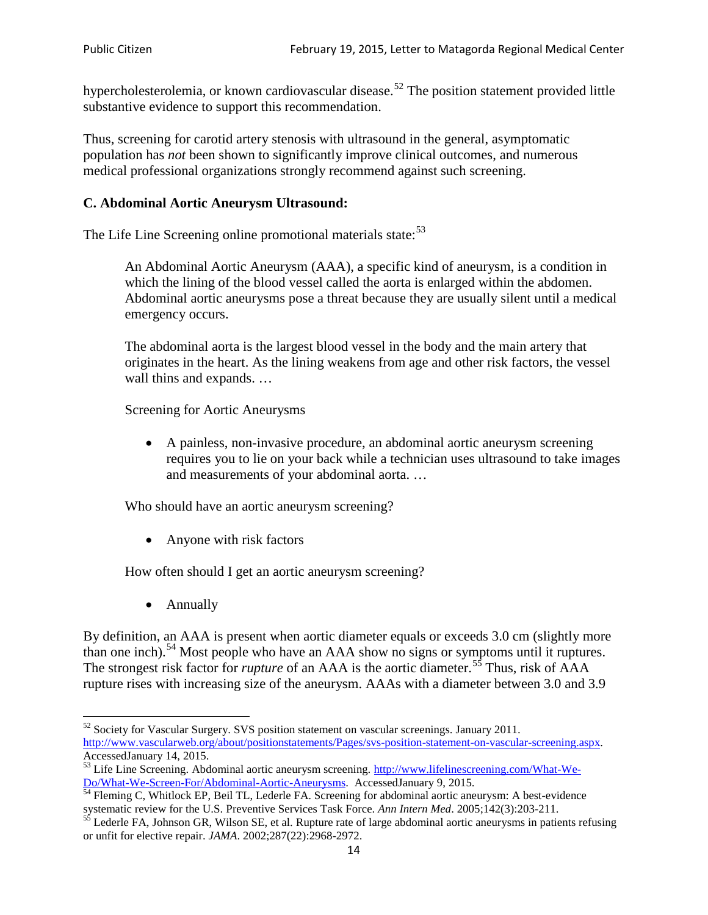hypercholesterolemia, or known cardiovascular disease.[52] The position statement provided little substantive evidence to support this recommendation.

Thus, screening for carotid artery stenosis with ultrasound in the general, asymptomatic population has *not* been shown to significantly improve clinical outcomes, and numerous medical professional organizations strongly recommend against such screening.

### C. Abdominal Aortic Aneurysm Ultrasound:

The Life Line Screening online promotional materials state:[53]

> An Abdominal Aortic Aneurysm (AAA), a specific kind of aneurysm, is a condition in which the lining of the blood vessel called the aorta is enlarged within the abdomen. Abdominal aortic aneurysms pose a threat because they are usually silent until a medical emergency occurs.
>
> The abdominal aorta is the largest blood vessel in the body and the main artery that originates in the heart. As the lining weakens from age and other risk factors, the vessel wall thins and expands. …
>
> Screening for Aortic Aneurysms
>
> - A painless, non-invasive procedure, an abdominal aortic aneurysm screening requires you to lie on your back while a technician uses ultrasound to take images and measurements of your abdominal aorta. …
>
> Who should have an aortic aneurysm screening?
>
> - Anyone with risk factors
>
> How often should I get an aortic aneurysm screening?
>
> - Annually

By definition, an AAA is present when aortic diameter equals or exceeds 3.0 cm (slightly more than one inch).[54] Most people who have an AAA show no signs or symptoms until it ruptures. The strongest risk factor for *rupture* of an AAA is the aortic diameter.[55] Thus, risk of AAA rupture rises with increasing size of the aneurysm. AAAs with a diameter between 3.0 and 3.9

---

[52] Society for Vascular Surgery. SVS position statement on vascular screenings. January 2011. http://www.vascularweb.org/about/positionstatements/Pages/svs-position-statement-on-vascular-screening.aspx. AccessedJanuary 14, 2015.

[53] Life Line Screening. Abdominal aortic aneurysm screening. http://www.lifelinescreening.com/What-We-Do/What-We-Screen-For/Abdominal-Aortic-Aneurysms. AccessedJanuary 9, 2015.

[54] Fleming C, Whitlock EP, Beil TL, Lederle FA. Screening for abdominal aortic aneurysm: A best-evidence systematic review for the U.S. Preventive Services Task Force. *Ann Intern Med*. 2005;142(3):203-211.

[55] Lederle FA, Johnson GR, Wilson SE, et al. Rupture rate of large abdominal aortic aneurysms in patients refusing or unfit for elective repair. *JAMA*. 2002;287(22):2968-2972.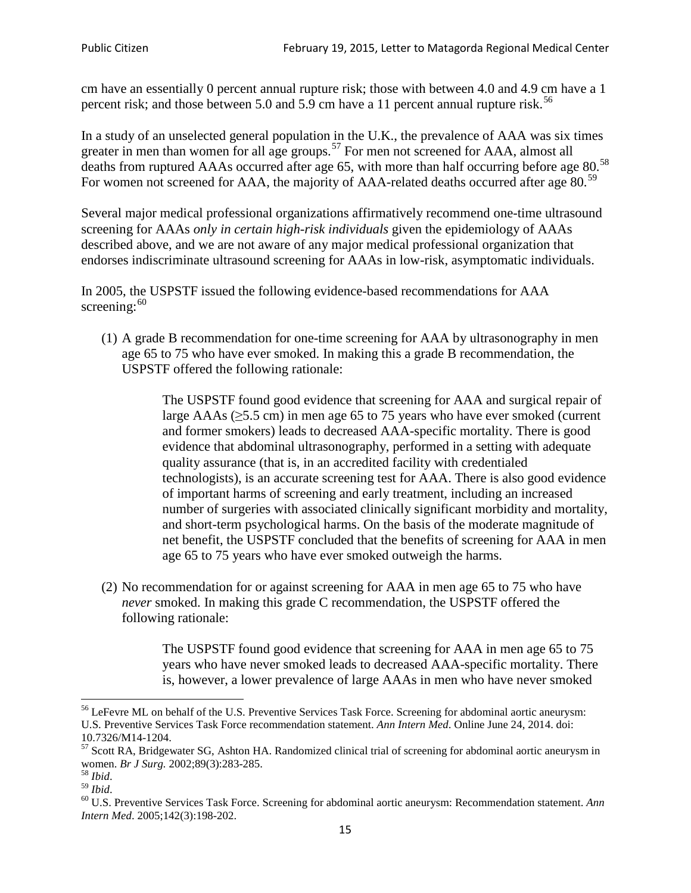cm have an essentially 0 percent annual rupture risk; those with between 4.0 and 4.9 cm have a 1 percent risk; and those between 5.0 and 5.9 cm have a 11 percent annual rupture risk.[56]

In a study of an unselected general population in the U.K., the prevalence of AAA was six times greater in men than women for all age groups.[57] For men not screened for AAA, almost all deaths from ruptured AAAs occurred after age 65, with more than half occurring before age 80.[58] For women not screened for AAA, the majority of AAA-related deaths occurred after age 80.[59]

Several major medical professional organizations affirmatively recommend one-time ultrasound screening for AAAs *only in certain high-risk individuals* given the epidemiology of AAAs described above, and we are not aware of any major medical professional organization that endorses indiscriminate ultrasound screening for AAAs in low-risk, asymptomatic individuals.

In 2005, the USPSTF issued the following evidence-based recommendations for AAA screening:[60]

(1) A grade B recommendation for one-time screening for AAA by ultrasonography in men age 65 to 75 who have ever smoked. In making this a grade B recommendation, the USPSTF offered the following rationale:

> The USPSTF found good evidence that screening for AAA and surgical repair of large AAAs (≥5.5 cm) in men age 65 to 75 years who have ever smoked (current and former smokers) leads to decreased AAA-specific mortality. There is good evidence that abdominal ultrasonography, performed in a setting with adequate quality assurance (that is, in an accredited facility with credentialed technologists), is an accurate screening test for AAA. There is also good evidence of important harms of screening and early treatment, including an increased number of surgeries with associated clinically significant morbidity and mortality, and short-term psychological harms. On the basis of the moderate magnitude of net benefit, the USPSTF concluded that the benefits of screening for AAA in men age 65 to 75 years who have ever smoked outweigh the harms.

(2) No recommendation for or against screening for AAA in men age 65 to 75 who have *never* smoked. In making this grade C recommendation, the USPSTF offered the following rationale:

> The USPSTF found good evidence that screening for AAA in men age 65 to 75 years who have never smoked leads to decreased AAA-specific mortality. There is, however, a lower prevalence of large AAAs in men who have never smoked

---

[56] LeFevre ML on behalf of the U.S. Preventive Services Task Force. Screening for abdominal aortic aneurysm: U.S. Preventive Services Task Force recommendation statement. *Ann Intern Med*. Online June 24, 2014. doi: 10.7326/M14-1204.

[57] Scott RA, Bridgewater SG, Ashton HA. Randomized clinical trial of screening for abdominal aortic aneurysm in women. *Br J Surg.* 2002;89(3):283-285.

[58] *Ibid*.

[59] *Ibid*.

[60] U.S. Preventive Services Task Force. Screening for abdominal aortic aneurysm: Recommendation statement. *Ann Intern Med*. 2005;142(3):198-202.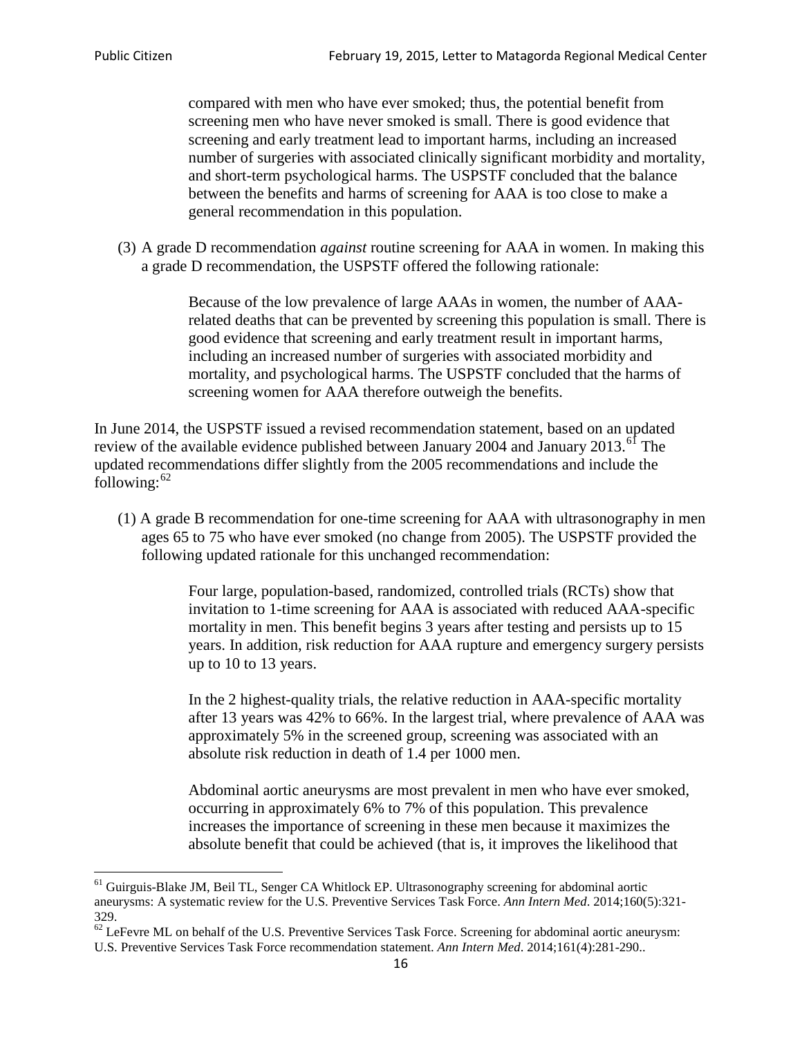> compared with men who have ever smoked; thus, the potential benefit from screening men who have never smoked is small. There is good evidence that screening and early treatment lead to important harms, including an increased number of surgeries with associated clinically significant morbidity and mortality, and short-term psychological harms. The USPSTF concluded that the balance between the benefits and harms of screening for AAA is too close to make a general recommendation in this population.

(3) A grade D recommendation *against* routine screening for AAA in women. In making this a grade D recommendation, the USPSTF offered the following rationale:

> Because of the low prevalence of large AAAs in women, the number of AAA-related deaths that can be prevented by screening this population is small. There is good evidence that screening and early treatment result in important harms, including an increased number of surgeries with associated morbidity and mortality, and psychological harms. The USPSTF concluded that the harms of screening women for AAA therefore outweigh the benefits.

In June 2014, the USPSTF issued a revised recommendation statement, based on an updated review of the available evidence published between January 2004 and January 2013.[61] The updated recommendations differ slightly from the 2005 recommendations and include the following:[62]

(1) A grade B recommendation for one-time screening for AAA with ultrasonography in men ages 65 to 75 who have ever smoked (no change from 2005). The USPSTF provided the following updated rationale for this unchanged recommendation:

> Four large, population-based, randomized, controlled trials (RCTs) show that invitation to 1-time screening for AAA is associated with reduced AAA-specific mortality in men. This benefit begins 3 years after testing and persists up to 15 years. In addition, risk reduction for AAA rupture and emergency surgery persists up to 10 to 13 years.
>
> In the 2 highest-quality trials, the relative reduction in AAA-specific mortality after 13 years was 42% to 66%. In the largest trial, where prevalence of AAA was approximately 5% in the screened group, screening was associated with an absolute risk reduction in death of 1.4 per 1000 men.
>
> Abdominal aortic aneurysms are most prevalent in men who have ever smoked, occurring in approximately 6% to 7% of this population. This prevalence increases the importance of screening in these men because it maximizes the absolute benefit that could be achieved (that is, it improves the likelihood that

---

[61] Guirguis-Blake JM, Beil TL, Senger CA Whitlock EP. Ultrasonography screening for abdominal aortic aneurysms: A systematic review for the U.S. Preventive Services Task Force. *Ann Intern Med*. 2014;160(5):321-329.

[62] LeFevre ML on behalf of the U.S. Preventive Services Task Force. Screening for abdominal aortic aneurysm: U.S. Preventive Services Task Force recommendation statement. *Ann Intern Med*. 2014;161(4):281-290..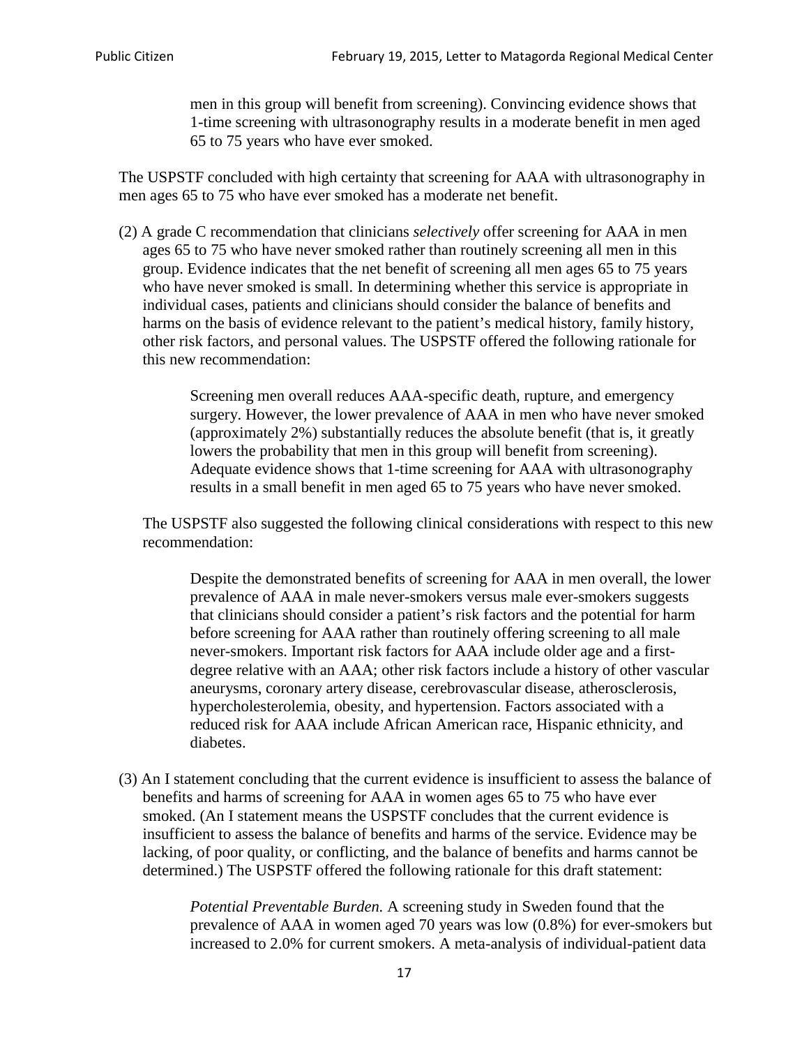> men in this group will benefit from screening). Convincing evidence shows that 1-time screening with ultrasonography results in a moderate benefit in men aged 65 to 75 years who have ever smoked.

The USPSTF concluded with high certainty that screening for AAA with ultrasonography in men ages 65 to 75 who have ever smoked has a moderate net benefit.

(2) A grade C recommendation that clinicians *selectively* offer screening for AAA in men ages 65 to 75 who have never smoked rather than routinely screening all men in this group. Evidence indicates that the net benefit of screening all men ages 65 to 75 years who have never smoked is small. In determining whether this service is appropriate in individual cases, patients and clinicians should consider the balance of benefits and harms on the basis of evidence relevant to the patient's medical history, family history, other risk factors, and personal values. The USPSTF offered the following rationale for this new recommendation:

> Screening men overall reduces AAA-specific death, rupture, and emergency surgery. However, the lower prevalence of AAA in men who have never smoked (approximately 2%) substantially reduces the absolute benefit (that is, it greatly lowers the probability that men in this group will benefit from screening). Adequate evidence shows that 1-time screening for AAA with ultrasonography results in a small benefit in men aged 65 to 75 years who have never smoked.

The USPSTF also suggested the following clinical considerations with respect to this new recommendation:

> Despite the demonstrated benefits of screening for AAA in men overall, the lower prevalence of AAA in male never-smokers versus male ever-smokers suggests that clinicians should consider a patient's risk factors and the potential for harm before screening for AAA rather than routinely offering screening to all male never-smokers. Important risk factors for AAA include older age and a first-degree relative with an AAA; other risk factors include a history of other vascular aneurysms, coronary artery disease, cerebrovascular disease, atherosclerosis, hypercholesterolemia, obesity, and hypertension. Factors associated with a reduced risk for AAA include African American race, Hispanic ethnicity, and diabetes.

(3) An I statement concluding that the current evidence is insufficient to assess the balance of benefits and harms of screening for AAA in women ages 65 to 75 who have ever smoked. (An I statement means the USPSTF concludes that the current evidence is insufficient to assess the balance of benefits and harms of the service. Evidence may be lacking, of poor quality, or conflicting, and the balance of benefits and harms cannot be determined.) The USPSTF offered the following rationale for this draft statement:

> *Potential Preventable Burden.* A screening study in Sweden found that the prevalence of AAA in women aged 70 years was low (0.8%) for ever-smokers but increased to 2.0% for current smokers. A meta-analysis of individual-patient data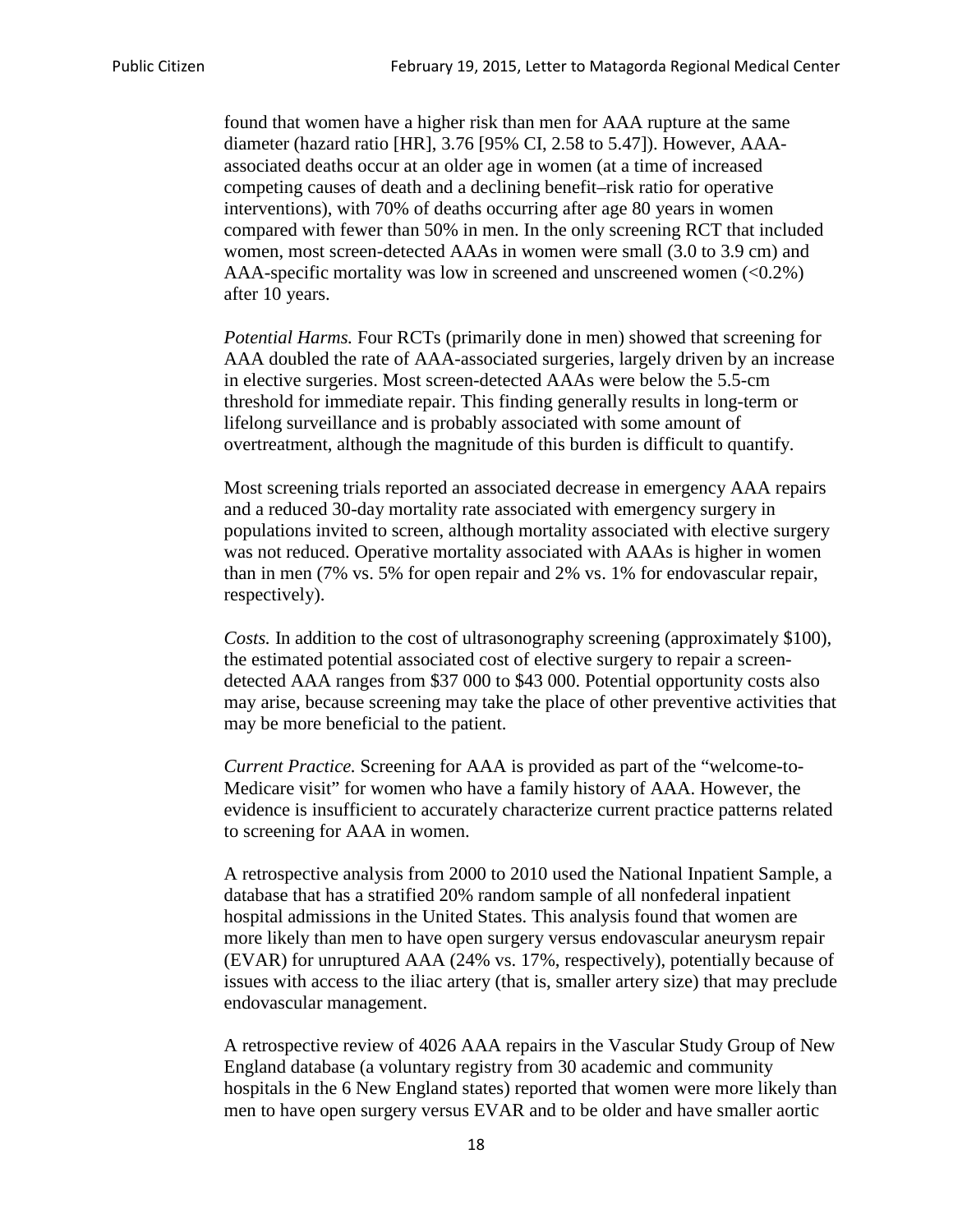found that women have a higher risk than men for AAA rupture at the same diameter (hazard ratio [HR], 3.76 [95% CI, 2.58 to 5.47]). However, AAA-associated deaths occur at an older age in women (at a time of increased competing causes of death and a declining benefit–risk ratio for operative interventions), with 70% of deaths occurring after age 80 years in women compared with fewer than 50% in men. In the only screening RCT that included women, most screen-detected AAAs in women were small (3.0 to 3.9 cm) and AAA-specific mortality was low in screened and unscreened women (<0.2%) after 10 years.

*Potential Harms.* Four RCTs (primarily done in men) showed that screening for AAA doubled the rate of AAA-associated surgeries, largely driven by an increase in elective surgeries. Most screen-detected AAAs were below the 5.5-cm threshold for immediate repair. This finding generally results in long-term or lifelong surveillance and is probably associated with some amount of overtreatment, although the magnitude of this burden is difficult to quantify.

Most screening trials reported an associated decrease in emergency AAA repairs and a reduced 30-day mortality rate associated with emergency surgery in populations invited to screen, although mortality associated with elective surgery was not reduced. Operative mortality associated with AAAs is higher in women than in men (7% vs. 5% for open repair and 2% vs. 1% for endovascular repair, respectively).

*Costs.* In addition to the cost of ultrasonography screening (approximately $100), the estimated potential associated cost of elective surgery to repair a screen-detected AAA ranges from $37 000 to $43 000. Potential opportunity costs also may arise, because screening may take the place of other preventive activities that may be more beneficial to the patient.

*Current Practice.* Screening for AAA is provided as part of the "welcome-to-Medicare visit" for women who have a family history of AAA. However, the evidence is insufficient to accurately characterize current practice patterns related to screening for AAA in women.

A retrospective analysis from 2000 to 2010 used the National Inpatient Sample, a database that has a stratified 20% random sample of all nonfederal inpatient hospital admissions in the United States. This analysis found that women are more likely than men to have open surgery versus endovascular aneurysm repair (EVAR) for unruptured AAA (24% vs. 17%, respectively), potentially because of issues with access to the iliac artery (that is, smaller artery size) that may preclude endovascular management.

A retrospective review of 4026 AAA repairs in the Vascular Study Group of New England database (a voluntary registry from 30 academic and community hospitals in the 6 New England states) reported that women were more likely than men to have open surgery versus EVAR and to be older and have smaller aortic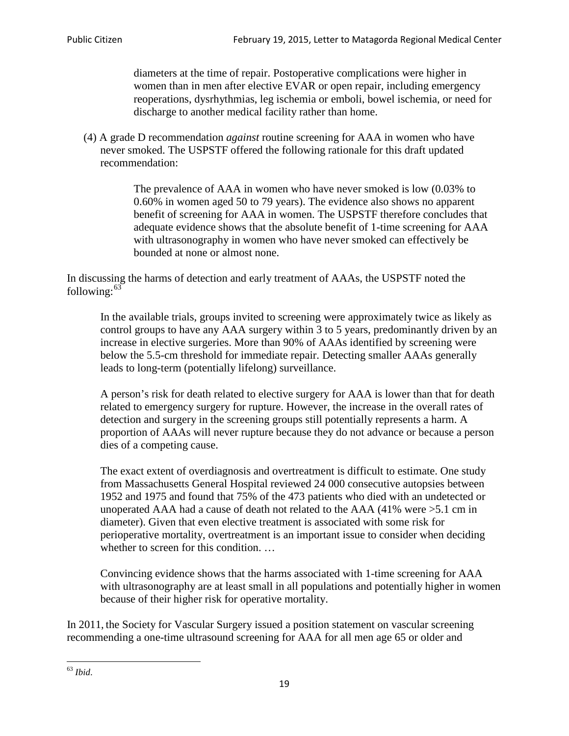> diameters at the time of repair. Postoperative complications were higher in women than in men after elective EVAR or open repair, including emergency reoperations, dysrhythmias, leg ischemia or emboli, bowel ischemia, or need for discharge to another medical facility rather than home.

(4) A grade D recommendation *against* routine screening for AAA in women who have never smoked. The USPSTF offered the following rationale for this draft updated recommendation:

> The prevalence of AAA in women who have never smoked is low (0.03% to 0.60% in women aged 50 to 79 years). The evidence also shows no apparent benefit of screening for AAA in women. The USPSTF therefore concludes that adequate evidence shows that the absolute benefit of 1-time screening for AAA with ultrasonography in women who have never smoked can effectively be bounded at none or almost none.

In discussing the harms of detection and early treatment of AAAs, the USPSTF noted the following:[63]

> In the available trials, groups invited to screening were approximately twice as likely as control groups to have any AAA surgery within 3 to 5 years, predominantly driven by an increase in elective surgeries. More than 90% of AAAs identified by screening were below the 5.5-cm threshold for immediate repair. Detecting smaller AAAs generally leads to long-term (potentially lifelong) surveillance.
>
> A person's risk for death related to elective surgery for AAA is lower than that for death related to emergency surgery for rupture. However, the increase in the overall rates of detection and surgery in the screening groups still potentially represents a harm. A proportion of AAAs will never rupture because they do not advance or because a person dies of a competing cause.
>
> The exact extent of overdiagnosis and overtreatment is difficult to estimate. One study from Massachusetts General Hospital reviewed 24 000 consecutive autopsies between 1952 and 1975 and found that 75% of the 473 patients who died with an undetected or unoperated AAA had a cause of death not related to the AAA (41% were >5.1 cm in diameter). Given that even elective treatment is associated with some risk for perioperative mortality, overtreatment is an important issue to consider when deciding whether to screen for this condition. …
>
> Convincing evidence shows that the harms associated with 1-time screening for AAA with ultrasonography are at least small in all populations and potentially higher in women because of their higher risk for operative mortality.

In 2011, the Society for Vascular Surgery issued a position statement on vascular screening recommending a one-time ultrasound screening for AAA for all men age 65 or older and

[63] *Ibid*.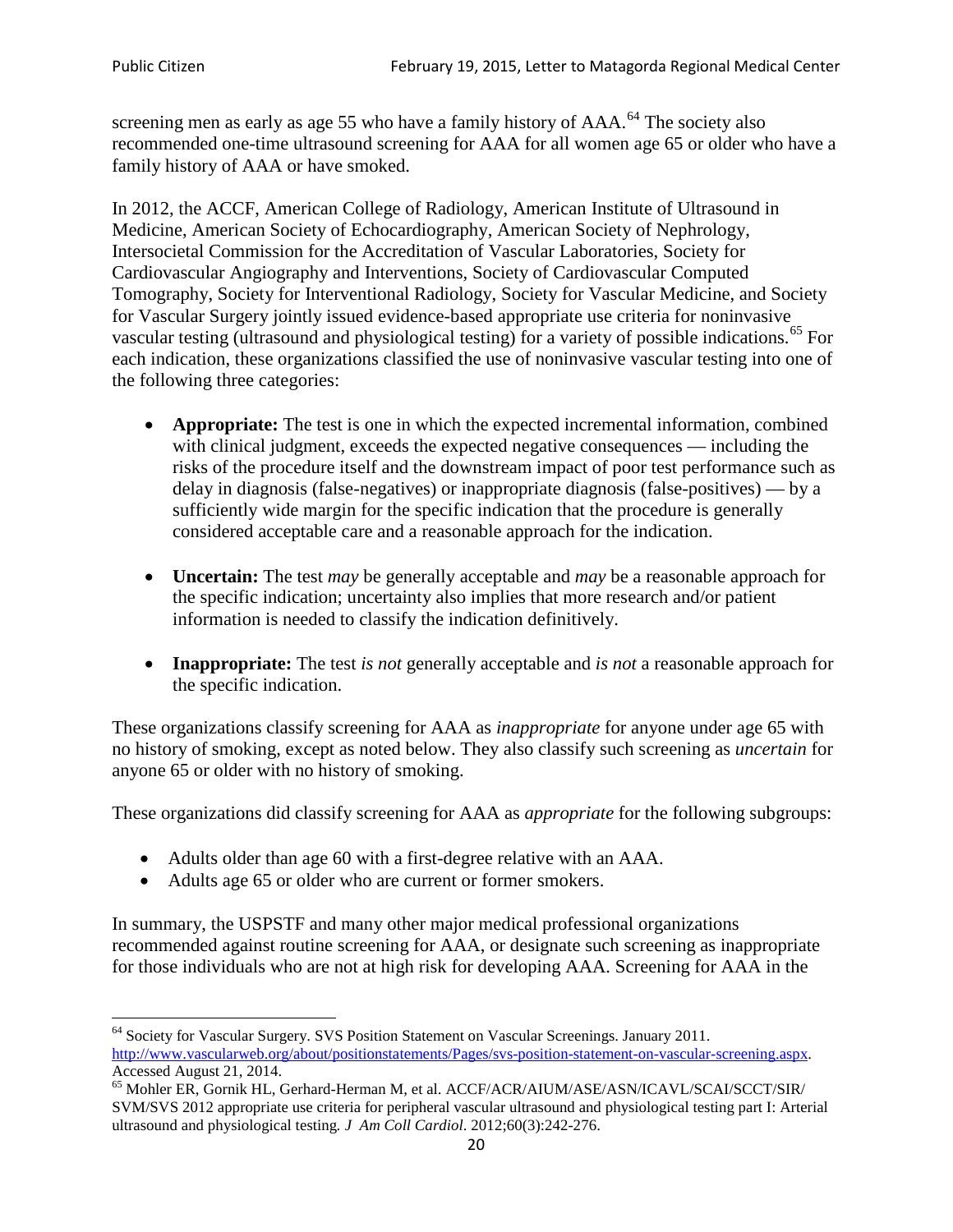screening men as early as age 55 who have a family history of AAA.[64] The society also recommended one-time ultrasound screening for AAA for all women age 65 or older who have a family history of AAA or have smoked.

In 2012, the ACCF, American College of Radiology, American Institute of Ultrasound in Medicine, American Society of Echocardiography, American Society of Nephrology, Intersocietal Commission for the Accreditation of Vascular Laboratories, Society for Cardiovascular Angiography and Interventions, Society of Cardiovascular Computed Tomography, Society for Interventional Radiology, Society for Vascular Medicine, and Society for Vascular Surgery jointly issued evidence-based appropriate use criteria for noninvasive vascular testing (ultrasound and physiological testing) for a variety of possible indications.[65] For each indication, these organizations classified the use of noninvasive vascular testing into one of the following three categories:

- **Appropriate:** The test is one in which the expected incremental information, combined with clinical judgment, exceeds the expected negative consequences — including the risks of the procedure itself and the downstream impact of poor test performance such as delay in diagnosis (false-negatives) or inappropriate diagnosis (false-positives) — by a sufficiently wide margin for the specific indication that the procedure is generally considered acceptable care and a reasonable approach for the indication.

- **Uncertain:** The test *may* be generally acceptable and *may* be a reasonable approach for the specific indication; uncertainty also implies that more research and/or patient information is needed to classify the indication definitively.

- **Inappropriate:** The test *is not* generally acceptable and *is not* a reasonable approach for the specific indication.

These organizations classify screening for AAA as *inappropriate* for anyone under age 65 with no history of smoking, except as noted below. They also classify such screening as *uncertain* for anyone 65 or older with no history of smoking.

These organizations did classify screening for AAA as *appropriate* for the following subgroups:

- Adults older than age 60 with a first-degree relative with an AAA.
- Adults age 65 or older who are current or former smokers.

In summary, the USPSTF and many other major medical professional organizations recommended against routine screening for AAA, or designate such screening as inappropriate for those individuals who are not at high risk for developing AAA. Screening for AAA in the

---

[64] Society for Vascular Surgery. SVS Position Statement on Vascular Screenings. January 2011. http://www.vascularweb.org/about/positionstatements/Pages/svs-position-statement-on-vascular-screening.aspx. Accessed August 21, 2014.

[65] Mohler ER, Gornik HL, Gerhard-Herman M, et al. ACCF/ACR/AIUM/ASE/ASN/ICAVL/SCAI/SCCT/SIR/SVM/SVS 2012 appropriate use criteria for peripheral vascular ultrasound and physiological testing part I: Arterial ultrasound and physiological testing. *J Am Coll Cardiol*. 2012;60(3):242-276.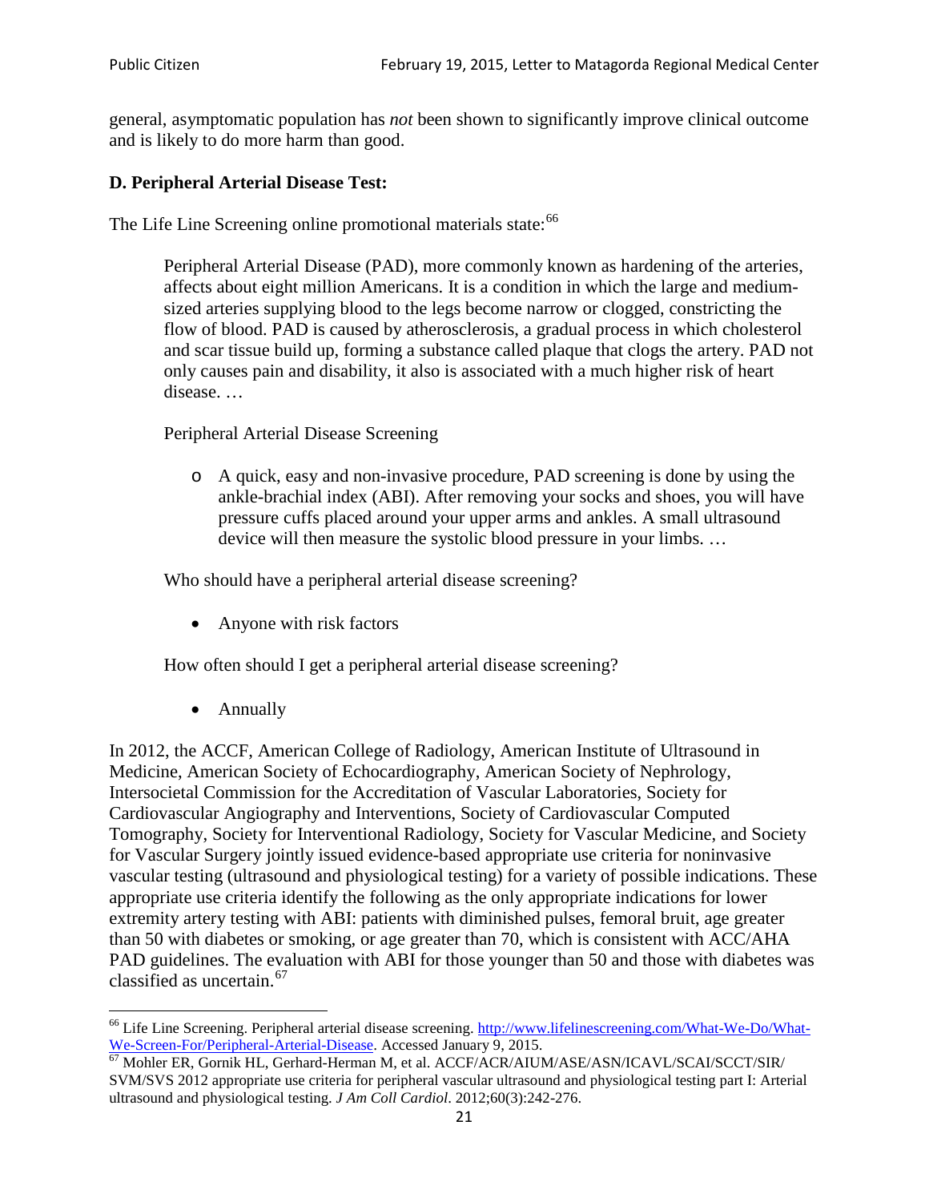general, asymptomatic population has *not* been shown to significantly improve clinical outcome and is likely to do more harm than good.

### D. Peripheral Arterial Disease Test:

The Life Line Screening online promotional materials state:[66]

> Peripheral Arterial Disease (PAD), more commonly known as hardening of the arteries, affects about eight million Americans. It is a condition in which the large and medium-sized arteries supplying blood to the legs become narrow or clogged, constricting the flow of blood. PAD is caused by atherosclerosis, a gradual process in which cholesterol and scar tissue build up, forming a substance called plaque that clogs the artery. PAD not only causes pain and disability, it also is associated with a much higher risk of heart disease. …
>
> Peripheral Arterial Disease Screening
>
> - A quick, easy and non-invasive procedure, PAD screening is done by using the ankle-brachial index (ABI). After removing your socks and shoes, you will have pressure cuffs placed around your upper arms and ankles. A small ultrasound device will then measure the systolic blood pressure in your limbs. …
>
> Who should have a peripheral arterial disease screening?
>
> - Anyone with risk factors
>
> How often should I get a peripheral arterial disease screening?
>
> - Annually

In 2012, the ACCF, American College of Radiology, American Institute of Ultrasound in Medicine, American Society of Echocardiography, American Society of Nephrology, Intersocietal Commission for the Accreditation of Vascular Laboratories, Society for Cardiovascular Angiography and Interventions, Society of Cardiovascular Computed Tomography, Society for Interventional Radiology, Society for Vascular Medicine, and Society for Vascular Surgery jointly issued evidence-based appropriate use criteria for noninvasive vascular testing (ultrasound and physiological testing) for a variety of possible indications. These appropriate use criteria identify the following as the only appropriate indications for lower extremity artery testing with ABI: patients with diminished pulses, femoral bruit, age greater than 50 with diabetes or smoking, or age greater than 70, which is consistent with ACC/AHA PAD guidelines. The evaluation with ABI for those younger than 50 and those with diabetes was classified as uncertain.[67]

---

[66] Life Line Screening. Peripheral arterial disease screening. http://www.lifelinescreening.com/What-We-Do/What-We-Screen-For/Peripheral-Arterial-Disease. Accessed January 9, 2015.

[67] Mohler ER, Gornik HL, Gerhard-Herman M, et al. ACCF/ACR/AIUM/ASE/ASN/ICAVL/SCAI/SCCT/SIR/SVM/SVS 2012 appropriate use criteria for peripheral vascular ultrasound and physiological testing part I: Arterial ultrasound and physiological testing. *J Am Coll Cardiol*. 2012;60(3):242-276.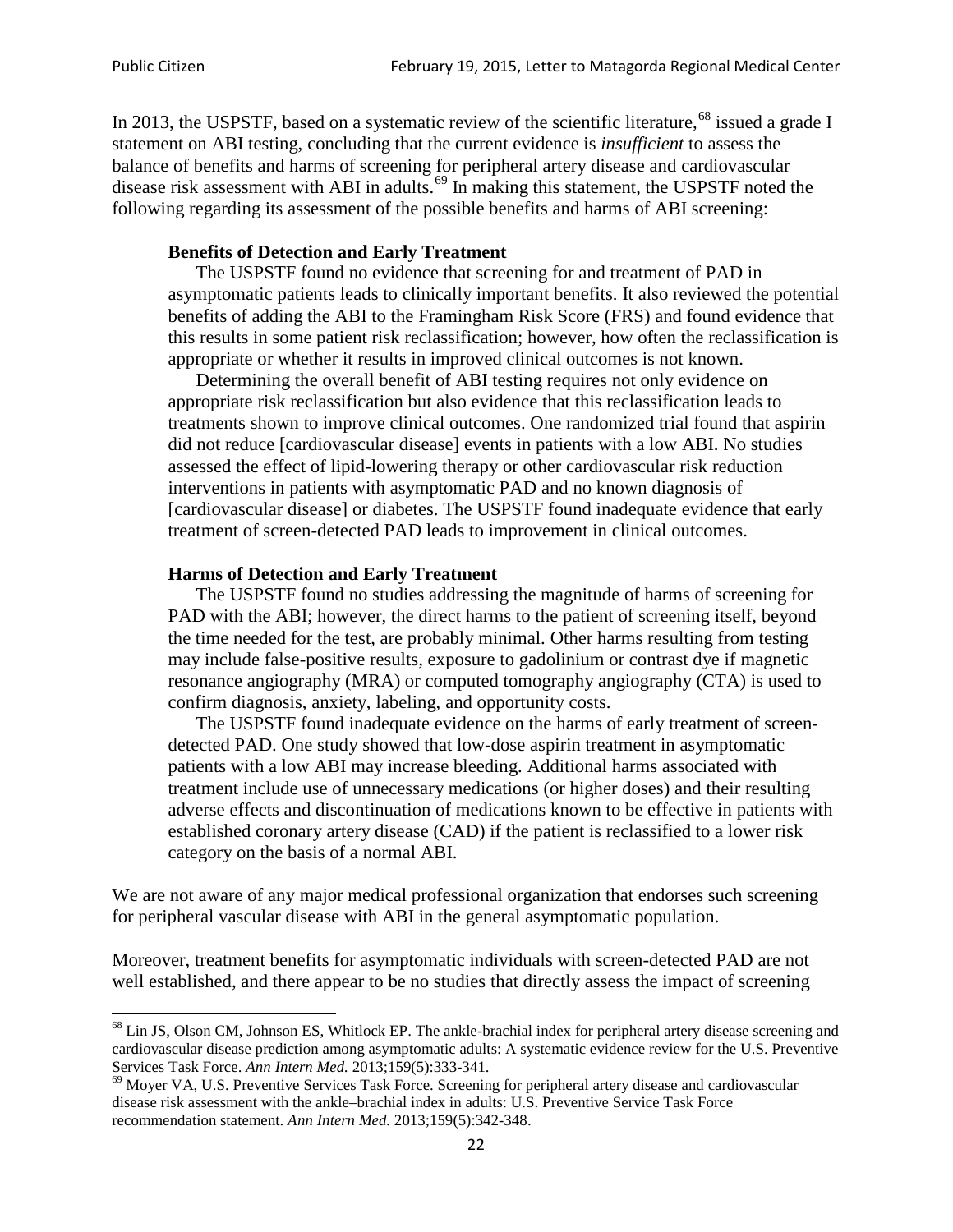In 2013, the USPSTF, based on a systematic review of the scientific literature,[68] issued a grade I statement on ABI testing, concluding that the current evidence is *insufficient* to assess the balance of benefits and harms of screening for peripheral artery disease and cardiovascular disease risk assessment with ABI in adults.[69] In making this statement, the USPSTF noted the following regarding its assessment of the possible benefits and harms of ABI screening:

> **Benefits of Detection and Early Treatment**
>
> The USPSTF found no evidence that screening for and treatment of PAD in asymptomatic patients leads to clinically important benefits. It also reviewed the potential benefits of adding the ABI to the Framingham Risk Score (FRS) and found evidence that this results in some patient risk reclassification; however, how often the reclassification is appropriate or whether it results in improved clinical outcomes is not known.
>
> Determining the overall benefit of ABI testing requires not only evidence on appropriate risk reclassification but also evidence that this reclassification leads to treatments shown to improve clinical outcomes. One randomized trial found that aspirin did not reduce [cardiovascular disease] events in patients with a low ABI. No studies assessed the effect of lipid-lowering therapy or other cardiovascular risk reduction interventions in patients with asymptomatic PAD and no known diagnosis of [cardiovascular disease] or diabetes. The USPSTF found inadequate evidence that early treatment of screen-detected PAD leads to improvement in clinical outcomes.
>
> **Harms of Detection and Early Treatment**
>
> The USPSTF found no studies addressing the magnitude of harms of screening for PAD with the ABI; however, the direct harms to the patient of screening itself, beyond the time needed for the test, are probably minimal. Other harms resulting from testing may include false-positive results, exposure to gadolinium or contrast dye if magnetic resonance angiography (MRA) or computed tomography angiography (CTA) is used to confirm diagnosis, anxiety, labeling, and opportunity costs.
>
> The USPSTF found inadequate evidence on the harms of early treatment of screen-detected PAD. One study showed that low-dose aspirin treatment in asymptomatic patients with a low ABI may increase bleeding. Additional harms associated with treatment include use of unnecessary medications (or higher doses) and their resulting adverse effects and discontinuation of medications known to be effective in patients with established coronary artery disease (CAD) if the patient is reclassified to a lower risk category on the basis of a normal ABI.

We are not aware of any major medical professional organization that endorses such screening for peripheral vascular disease with ABI in the general asymptomatic population.

Moreover, treatment benefits for asymptomatic individuals with screen-detected PAD are not well established, and there appear to be no studies that directly assess the impact of screening

[68] Lin JS, Olson CM, Johnson ES, Whitlock EP. The ankle-brachial index for peripheral artery disease screening and cardiovascular disease prediction among asymptomatic adults: A systematic evidence review for the U.S. Preventive Services Task Force. *Ann Intern Med.* 2013;159(5):333-341.

[69] Moyer VA, U.S. Preventive Services Task Force. Screening for peripheral artery disease and cardiovascular disease risk assessment with the ankle–brachial index in adults: U.S. Preventive Service Task Force recommendation statement. *Ann Intern Med.* 2013;159(5):342-348.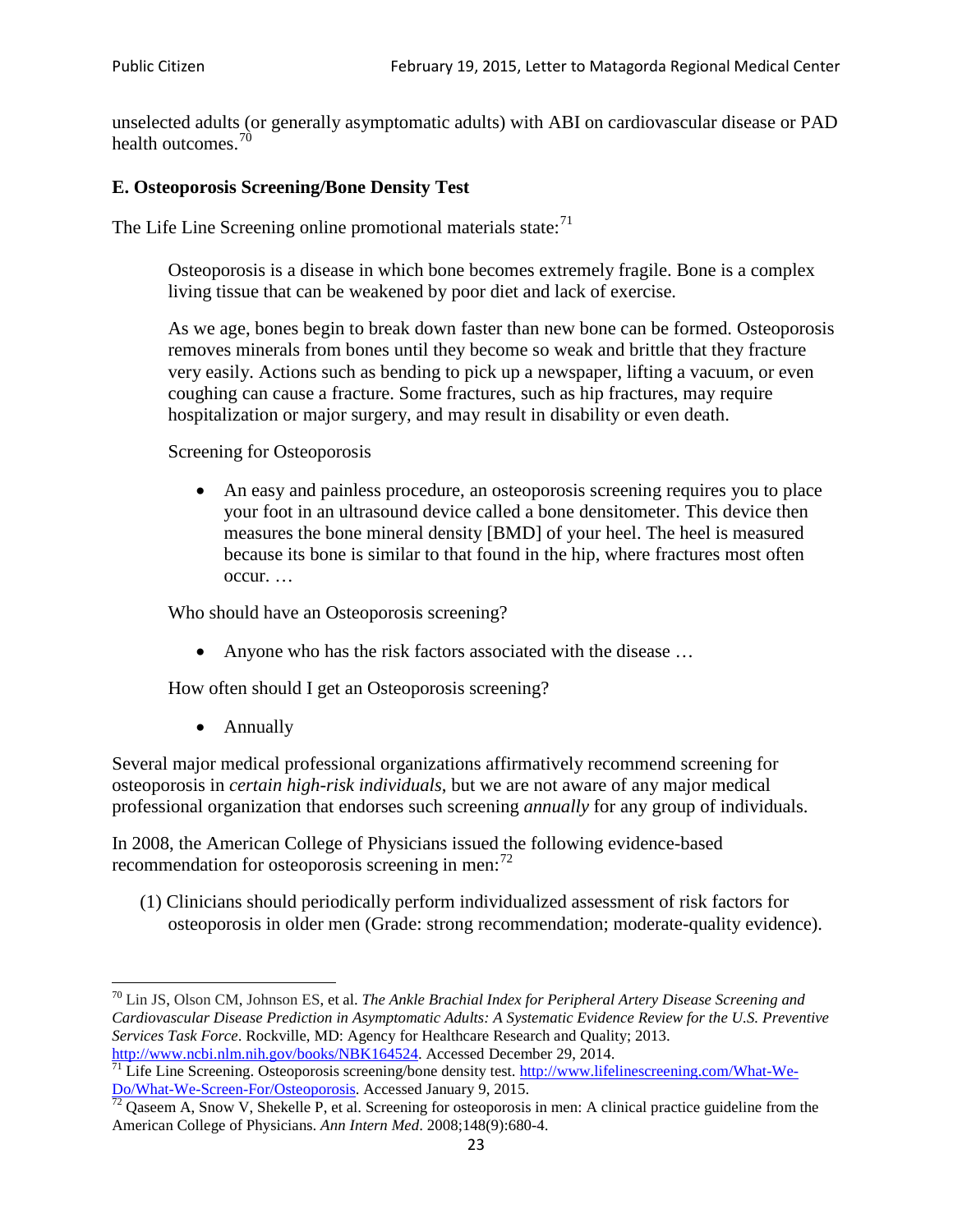unselected adults (or generally asymptomatic adults) with ABI on cardiovascular disease or PAD health outcomes.[70]

### E. Osteoporosis Screening/Bone Density Test

The Life Line Screening online promotional materials state:[71]

> Osteoporosis is a disease in which bone becomes extremely fragile. Bone is a complex living tissue that can be weakened by poor diet and lack of exercise.
>
> As we age, bones begin to break down faster than new bone can be formed. Osteoporosis removes minerals from bones until they become so weak and brittle that they fracture very easily. Actions such as bending to pick up a newspaper, lifting a vacuum, or even coughing can cause a fracture. Some fractures, such as hip fractures, may require hospitalization or major surgery, and may result in disability or even death.
>
> Screening for Osteoporosis
>
> - An easy and painless procedure, an osteoporosis screening requires you to place your foot in an ultrasound device called a bone densitometer. This device then measures the bone mineral density [BMD] of your heel. The heel is measured because its bone is similar to that found in the hip, where fractures most often occur. …
>
> Who should have an Osteoporosis screening?
>
> - Anyone who has the risk factors associated with the disease …
>
> How often should I get an Osteoporosis screening?
>
> - Annually

Several major medical professional organizations affirmatively recommend screening for osteoporosis in *certain high-risk individuals*, but we are not aware of any major medical professional organization that endorses such screening *annually* for any group of individuals.

In 2008, the American College of Physicians issued the following evidence-based recommendation for osteoporosis screening in men:[72]

> (1) Clinicians should periodically perform individualized assessment of risk factors for osteoporosis in older men (Grade: strong recommendation; moderate-quality evidence).

---

[70] Lin JS, Olson CM, Johnson ES, et al. *The Ankle Brachial Index for Peripheral Artery Disease Screening and Cardiovascular Disease Prediction in Asymptomatic Adults: A Systematic Evidence Review for the U.S. Preventive Services Task Force*. Rockville, MD: Agency for Healthcare Research and Quality; 2013. http://www.ncbi.nlm.nih.gov/books/NBK164524. Accessed December 29, 2014.

[71] Life Line Screening. Osteoporosis screening/bone density test. http://www.lifelinescreening.com/What-We-Do/What-We-Screen-For/Osteoporosis. Accessed January 9, 2015.

[72] Qaseem A, Snow V, Shekelle P, et al. Screening for osteoporosis in men: A clinical practice guideline from the American College of Physicians. *Ann Intern Med*. 2008;148(9):680-4.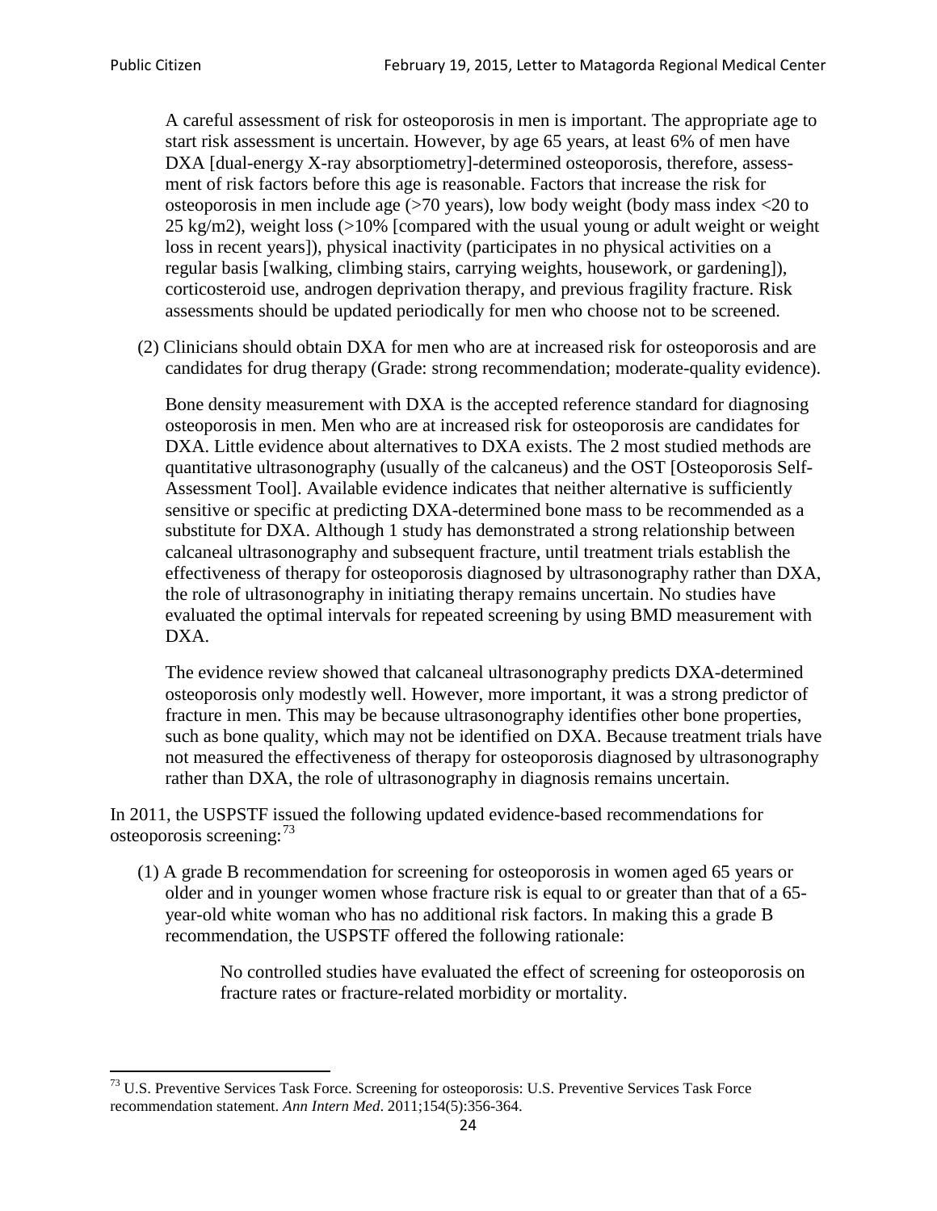A careful assessment of risk for osteoporosis in men is important. The appropriate age to start risk assessment is uncertain. However, by age 65 years, at least 6% of men have DXA [dual-energy X-ray absorptiometry]-determined osteoporosis, therefore, assessment of risk factors before this age is reasonable. Factors that increase the risk for osteoporosis in men include age (>70 years), low body weight (body mass index <20 to 25 kg/m2), weight loss (>10% [compared with the usual young or adult weight or weight loss in recent years]), physical inactivity (participates in no physical activities on a regular basis [walking, climbing stairs, carrying weights, housework, or gardening]), corticosteroid use, androgen deprivation therapy, and previous fragility fracture. Risk assessments should be updated periodically for men who choose not to be screened.

(2) Clinicians should obtain DXA for men who are at increased risk for osteoporosis and are candidates for drug therapy (Grade: strong recommendation; moderate-quality evidence).

Bone density measurement with DXA is the accepted reference standard for diagnosing osteoporosis in men. Men who are at increased risk for osteoporosis are candidates for DXA. Little evidence about alternatives to DXA exists. The 2 most studied methods are quantitative ultrasonography (usually of the calcaneus) and the OST [Osteoporosis Self-Assessment Tool]. Available evidence indicates that neither alternative is sufficiently sensitive or specific at predicting DXA-determined bone mass to be recommended as a substitute for DXA. Although 1 study has demonstrated a strong relationship between calcaneal ultrasonography and subsequent fracture, until treatment trials establish the effectiveness of therapy for osteoporosis diagnosed by ultrasonography rather than DXA, the role of ultrasonography in initiating therapy remains uncertain. No studies have evaluated the optimal intervals for repeated screening by using BMD measurement with DXA.

The evidence review showed that calcaneal ultrasonography predicts DXA-determined osteoporosis only modestly well. However, more important, it was a strong predictor of fracture in men. This may be because ultrasonography identifies other bone properties, such as bone quality, which may not be identified on DXA. Because treatment trials have not measured the effectiveness of therapy for osteoporosis diagnosed by ultrasonography rather than DXA, the role of ultrasonography in diagnosis remains uncertain.

In 2011, the USPSTF issued the following updated evidence-based recommendations for osteoporosis screening:[73]

(1) A grade B recommendation for screening for osteoporosis in women aged 65 years or older and in younger women whose fracture risk is equal to or greater than that of a 65-year-old white woman who has no additional risk factors. In making this a grade B recommendation, the USPSTF offered the following rationale:

> No controlled studies have evaluated the effect of screening for osteoporosis on fracture rates or fracture-related morbidity or mortality.

[73] U.S. Preventive Services Task Force. Screening for osteoporosis: U.S. Preventive Services Task Force recommendation statement. *Ann Intern Med*. 2011;154(5):356-364.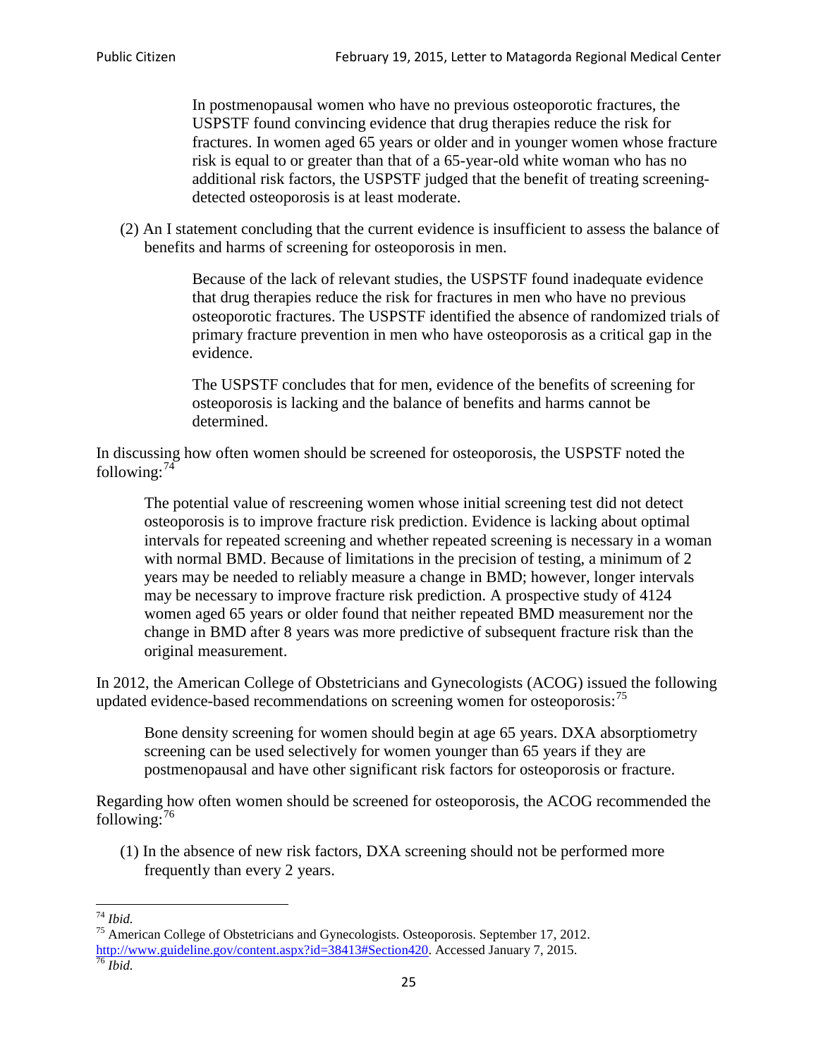> In postmenopausal women who have no previous osteoporotic fractures, the USPSTF found convincing evidence that drug therapies reduce the risk for fractures. In women aged 65 years or older and in younger women whose fracture risk is equal to or greater than that of a 65-year-old white woman who has no additional risk factors, the USPSTF judged that the benefit of treating screening-detected osteoporosis is at least moderate.

(2) An I statement concluding that the current evidence is insufficient to assess the balance of benefits and harms of screening for osteoporosis in men.

> Because of the lack of relevant studies, the USPSTF found inadequate evidence that drug therapies reduce the risk for fractures in men who have no previous osteoporotic fractures. The USPSTF identified the absence of randomized trials of primary fracture prevention in men who have osteoporosis as a critical gap in the evidence.
>
> The USPSTF concludes that for men, evidence of the benefits of screening for osteoporosis is lacking and the balance of benefits and harms cannot be determined.

In discussing how often women should be screened for osteoporosis, the USPSTF noted the following:[74]

> The potential value of rescreening women whose initial screening test did not detect osteoporosis is to improve fracture risk prediction. Evidence is lacking about optimal intervals for repeated screening and whether repeated screening is necessary in a woman with normal BMD. Because of limitations in the precision of testing, a minimum of 2 years may be needed to reliably measure a change in BMD; however, longer intervals may be necessary to improve fracture risk prediction. A prospective study of 4124 women aged 65 years or older found that neither repeated BMD measurement nor the change in BMD after 8 years was more predictive of subsequent fracture risk than the original measurement.

In 2012, the American College of Obstetricians and Gynecologists (ACOG) issued the following updated evidence-based recommendations on screening women for osteoporosis:[75]

> Bone density screening for women should begin at age 65 years. DXA absorptiometry screening can be used selectively for women younger than 65 years if they are postmenopausal and have other significant risk factors for osteoporosis or fracture.

Regarding how often women should be screened for osteoporosis, the ACOG recommended the following:[76]

(1) In the absence of new risk factors, DXA screening should not be performed more frequently than every 2 years.

---

[74] *Ibid.*

[75] American College of Obstetricians and Gynecologists. Osteoporosis. September 17, 2012. http://www.guideline.gov/content.aspx?id=38413#Section420. Accessed January 7, 2015.

[76] *Ibid.*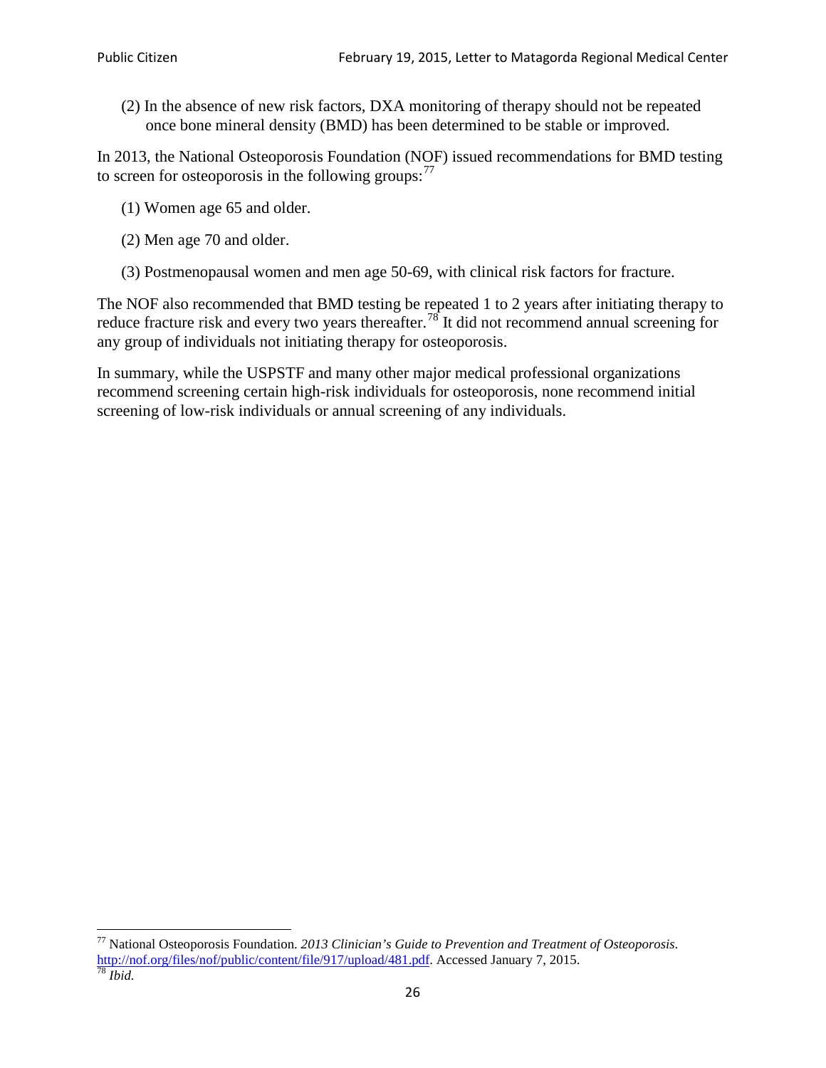(2) In the absence of new risk factors, DXA monitoring of therapy should not be repeated once bone mineral density (BMD) has been determined to be stable or improved.

In 2013, the National Osteoporosis Foundation (NOF) issued recommendations for BMD testing to screen for osteoporosis in the following groups:[77]

(1) Women age 65 and older.

(2) Men age 70 and older.

(3) Postmenopausal women and men age 50-69, with clinical risk factors for fracture.

The NOF also recommended that BMD testing be repeated 1 to 2 years after initiating therapy to reduce fracture risk and every two years thereafter.[78] It did not recommend annual screening for any group of individuals not initiating therapy for osteoporosis.

In summary, while the USPSTF and many other major medical professional organizations recommend screening certain high-risk individuals for osteoporosis, none recommend initial screening of low-risk individuals or annual screening of any individuals.

---

[77] National Osteoporosis Foundation. *2013 Clinician's Guide to Prevention and Treatment of Osteoporosis.* http://nof.org/files/nof/public/content/file/917/upload/481.pdf. Accessed January 7, 2015.

[78] *Ibid.*